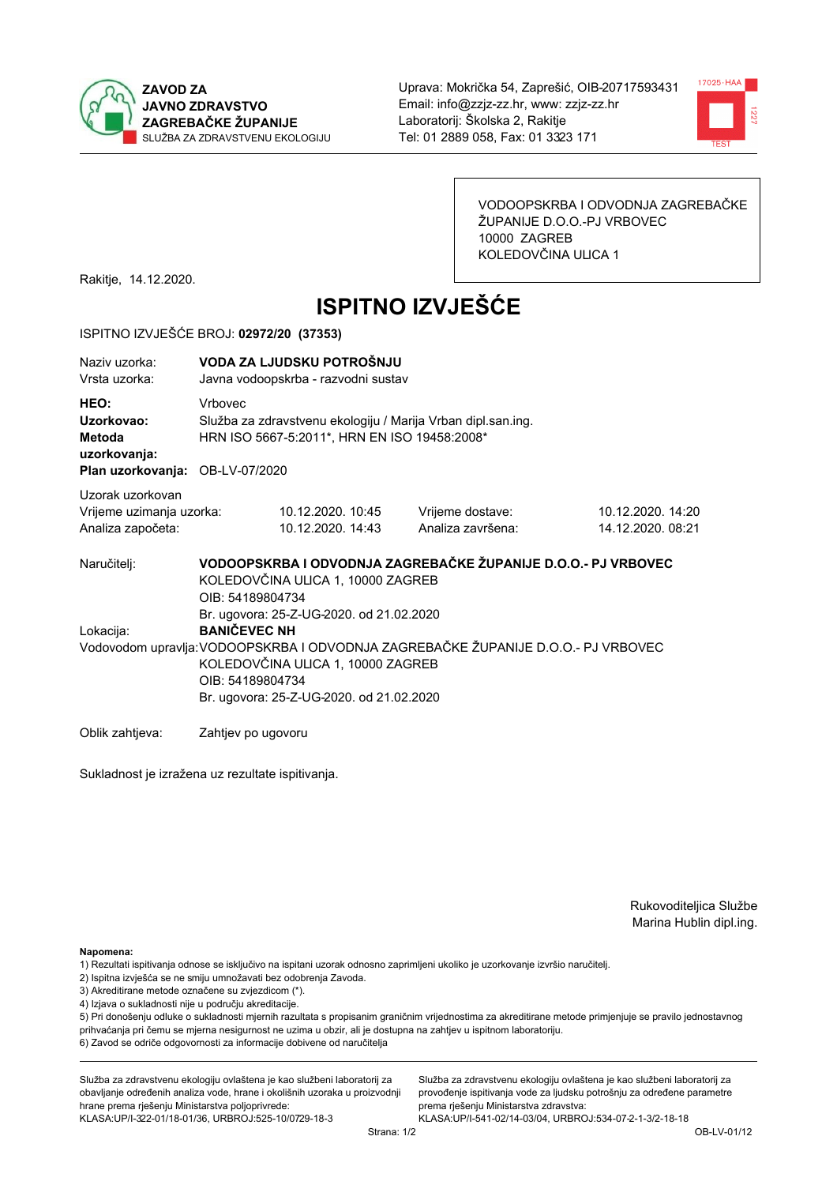**ZAVOD ZA JAVNO ZDRAVSTVO ZAGREBAČKE ŽUPANIJE**
SLUŽBA ZA ZDRAVSTVENU EKOLOGIJU

Uprava: Mokrička 54, Zaprešić, OIB-20717593431
Email: info@zzjz-zz.hr, www: zzjz-zz.hr
Laboratorij: Školska 2, Rakitje
Tel: 01 2889 058, Fax: 01 3323 171

VODOOPSKRBA I ODVODNJA ZAGREBAČKE ŽUPANIJE D.O.O.-PJ VRBOVEC
10000 ZAGREB
KOLEDOVČINA ULICA 1

Rakitje, 14.12.2020.

# ISPITNO IZVJEŠĆE

ISPITNO IZVJEŠĆE BROJ: **02972/20 (37353)**

Naziv uzorka: **VODA ZA LJUDSKU POTROŠNJU**
Vrsta uzorka: Javna vodoopskrba - razvodni sustav

**HEO:** Vrbovec
**Uzorkovao:** Služba za zdravstvenu ekologiju / Marija Vrban dipl.san.ing.
**Metoda uzorkovanja:** HRN ISO 5667-5:2011*, HRN EN ISO 19458:2008*
**Plan uzorkovanja:** OB-LV-07/2020

Uzorak uzorkovan

| | | | |
|---|---|---|---|
| Vrijeme uzimanja uzorka: | 10.12.2020. 10:45 | Vrijeme dostave: | 10.12.2020. 14:20 |
| Analiza započeta: | 10.12.2020. 14:43 | Analiza završena: | 14.12.2020. 08:21 |

Naručitelj: **VODOOPSKRBA I ODVODNJA ZAGREBAČKE ŽUPANIJE D.O.O.- PJ VRBOVEC**
KOLEDOVČINA ULICA 1, 10000 ZAGREB
OIB: 54189804734
Br. ugovora: 25-Z-UG-2020. od 21.02.2020

Lokacija: **BANIČEVEC NH**

Vodovodom upravlja: VODOOPSKRBA I ODVODNJA ZAGREBAČKE ŽUPANIJE D.O.O.- PJ VRBOVEC
KOLEDOVČINA ULICA 1, 10000 ZAGREB
OIB: 54189804734
Br. ugovora: 25-Z-UG-2020. od 21.02.2020

Oblik zahtjeva: Zahtjev po ugovoru

Sukladnost je izražena uz rezultate ispitivanja.

Rukovoditeljica Službe
Marina Hublin dipl.ing.

**Napomena:**
1) Rezultati ispitivanja odnose se isključivo na ispitani uzorak odnosno zaprimljeni ukoliko je uzorkovanje izvršio naručitelj.
2) Ispitna izvješća se ne smiju umnožavati bez odobrenja Zavoda.
3) Akreditirane metode označene su zvjezdicom (*).
4) Izjava o sukladnosti nije u području akreditacije.
5) Pri donošenju odluke o sukladnosti mjernih rezultata s propisanim graničnim vrijednostima za akreditirane metode primjenjuje se pravilo jednostavnog prihvaćanja pri čemu se mjerna nesigurnost ne uzima u obzir, ali je dostupna na zahtjev u ispitnom laboratoriju.
6) Zavod se odriče odgovornosti za informacije dobivene od naručitelja

Služba za zdravstvenu ekologiju ovlaštena je kao službeni laboratorij za obavljanje određenih analiza vode, hrane i okolišnih uzoraka u proizvodnji hrane prema rješenju Ministarstva poljoprivrede:
KLASA:UP/I-322-01/18-01/36, URBROJ:525-10/0729-18-3

Služba za zdravstvenu ekologiju ovlaštena je kao službeni laboratorij za provođenje ispitivanja vode za ljudsku potrošnju za određene parametre prema rješenju Ministarstva zdravstva:
KLASA:UP/I-541-02/14-03/04, URBROJ:534-07-2-1-3/2-18-18

OB-LV-01/12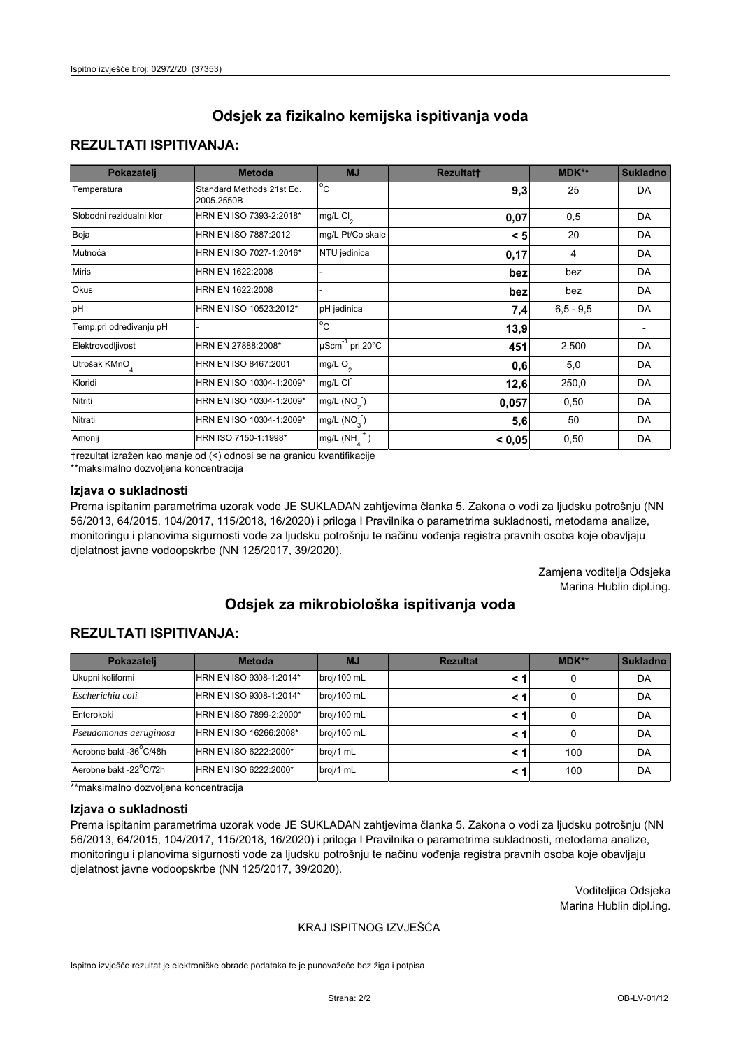## Odsjek za fizikalno kemijska ispitivanja voda

### REZULTATI ISPITIVANJA:

| Pokazatelj | Metoda | MJ | Rezultat† | MDK** | Sukladno |
|---|---|---|---|---|---|
| Temperatura | Standard Methods 21st Ed. 2005.2550B | °C | **9,3** | 25 | DA |
| Slobodni rezidualni klor | HRN EN ISO 7393-2:2018* | mg/L $Cl_2$ | **0,07** | 0,5 | DA |
| Boja | HRN EN ISO 7887:2012 | mg/L Pt/Co skale | **< 5** | 20 | DA |
| Mutnoća | HRN EN ISO 7027-1:2016* | NTU jedinica | **0,17** | 4 | DA |
| Miris | HRN EN 1622:2008 | - | **bez** | bez | DA |
| Okus | HRN EN 1622:2008 | - | **bez** | bez | DA |
| pH | HRN EN ISO 10523:2012* | pH jedinica | **7,4** | 6,5 - 9,5 | DA |
| Temp.pri određivanju pH | - | °C | **13,9** | | - |
| Elektrovodljivost | HRN EN 27888:2008* | $\mu Scm^{-1}$ pri 20°C | **451** | 2.500 | DA |
| Utrošak $KMnO_4$ | HRN EN ISO 8467:2001 | mg/L $O_2$ | **0,6** | 5,0 | DA |
| Kloridi | HRN EN ISO 10304-1:2009* | mg/L $Cl^-$ | **12,6** | 250,0 | DA |
| Nitriti | HRN EN ISO 10304-1:2009* | mg/L ($NO_2^-$) | **0,057** | 0,50 | DA |
| Nitrati | HRN EN ISO 10304-1:2009* | mg/L ($NO_3^-$) | **5,6** | 50 | DA |
| Amonij | HRN ISO 7150-1:1998* | mg/L ($NH_4^+$) | **< 0,05** | 0,50 | DA |

†rezultat izražen kao manje od (<) odnosi se na granicu kvantifikacije

**maksimalno dozvoljena koncentracija

### Izjava o sukladnosti

Prema ispitanim parametrima uzorak vode JE SUKLADAN zahtjevima članka 5. Zakona o vodi za ljudsku potrošnju (NN 56/2013, 64/2015, 104/2017, 115/2018, 16/2020) i priloga I Pravilnika o parametrima sukladnosti, metodama analize, monitoringu i planovima sigurnosti vode za ljudsku potrošnju te načinu vođenja registra pravnih osoba koje obavljaju djelatnost javne vodoopskrbe (NN 125/2017, 39/2020).

Zamjena voditelja Odsjeka
Marina Hublin dipl.ing.

## Odsjek za mikrobiološka ispitivanja voda

### REZULTATI ISPITIVANJA:

| Pokazatelj | Metoda | MJ | Rezultat | MDK** | Sukladno |
|---|---|---|---|---|---|
| Ukupni koliformi | HRN EN ISO 9308-1:2014* | broj/100 mL | **< 1** | 0 | DA |
| *Escherichia coli* | HRN EN ISO 9308-1:2014* | broj/100 mL | **< 1** | 0 | DA |
| Enterokoki | HRN EN ISO 7899-2:2000* | broj/100 mL | **< 1** | 0 | DA |
| *Pseudomonas aeruginosa* | HRN EN 16266:2008* | broj/100 mL | **< 1** | 0 | DA |
| Aerobne bakt -36°C/48h | HRN EN ISO 6222:2000* | broj/1 mL | **< 1** | 100 | DA |
| Aerobne bakt -22°C/72h | HRN EN ISO 6222:2000* | broj/1 mL | **< 1** | 100 | DA |

**maksimalno dozvoljena koncentracija

### Izjava o sukladnosti

Prema ispitanim parametrima uzorak vode JE SUKLADAN zahtjevima članka 5. Zakona o vodi za ljudsku potrošnju (NN 56/2013, 64/2015, 104/2017, 115/2018, 16/2020) i priloga I Pravilnika o parametrima sukladnosti, metodama analize, monitoringu i planovima sigurnosti vode za ljudsku potrošnju te načinu vođenja registra pravnih osoba koje obavljaju djelatnost javne vodoopskrbe (NN 125/2017, 39/2020).

Voditeljica Odsjeka
Marina Hublin dipl.ing.

KRAJ ISPITNOG IZVJEŠĆA

Ispitno izvješće rezultat je elektroničke obrade podataka te je punovažeće bez žiga i potpisa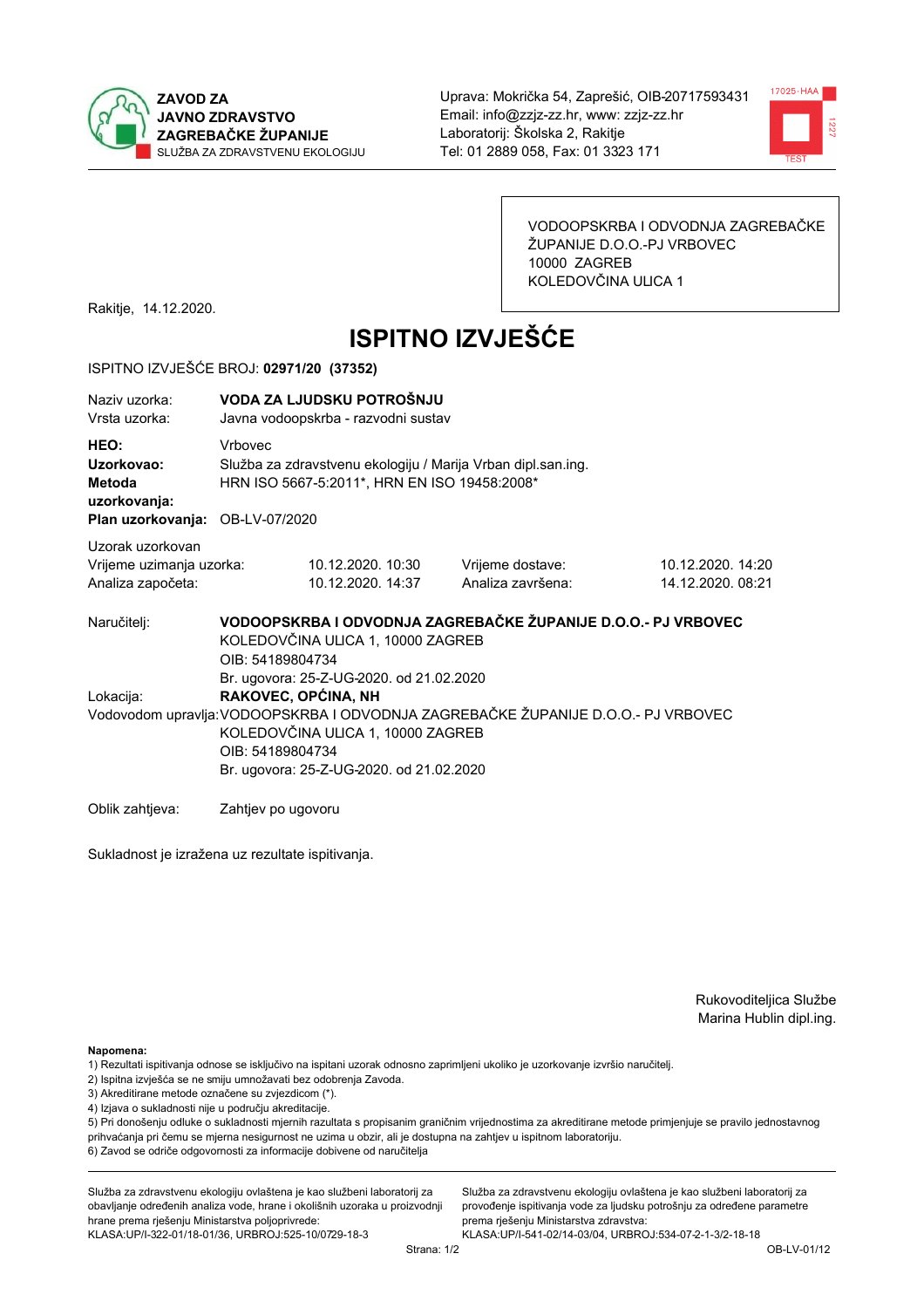ZAVOD ZA JAVNO ZDRAVSTVO ZAGREBAČKE ŽUPANIJE
SLUŽBA ZA ZDRAVSTVENU EKOLOGIJU

Uprava: Mokrička 54, Zaprešić, OIB-20717593431
Email: info@zzjz-zz.hr, www: zzjz-zz.hr
Laboratorij: Školska 2, Rakitje
Tel: 01 2889 058, Fax: 01 3323 171

VODOOPSKRBA I ODVODNJA ZAGREBAČKE ŽUPANIJE D.O.O.-PJ VRBOVEC
10000 ZAGREB
KOLEDOVČINA ULICA 1

Rakitje, 14.12.2020.

# ISPITNO IZVJEŠĆE

ISPITNO IZVJEŠĆE BROJ: **02971/20 (37352)**

| | |
|---|---|
| Naziv uzorka: | **VODA ZA LJUDSKU POTROŠNJU** |
| Vrsta uzorka: | Javna vodoopskrba - razvodni sustav |
| **HEO:** | Vrbovec |
| **Uzorkovao:** | Služba za zdravstvenu ekologiju / Marija Vrban dipl.san.ing. |
| **Metoda uzorkovanja:** | HRN ISO 5667-5:2011*, HRN EN ISO 19458:2008* |
| **Plan uzorkovanja:** | OB-LV-07/2020 |

Uzorak uzorkovan

| | | | |
|---|---|---|---|
| Vrijeme uzimanja uzorka: | 10.12.2020. 10:30 | Vrijeme dostave: | 10.12.2020. 14:20 |
| Analiza započeta: | 10.12.2020. 14:37 | Analiza završena: | 14.12.2020. 08:21 |

Naručitelj: **VODOOPSKRBA I ODVODNJA ZAGREBAČKE ŽUPANIJE D.O.O.- PJ VRBOVEC**
KOLEDOVČINA ULICA 1, 10000 ZAGREB
OIB: 54189804734
Br. ugovora: 25-Z-UG-2020. od 21.02.2020

Lokacija: **RAKOVEC, OPĆINA, NH**

Vodovodom upravlja: VODOOPSKRBA I ODVODNJA ZAGREBAČKE ŽUPANIJE D.O.O.- PJ VRBOVEC
KOLEDOVČINA ULICA 1, 10000 ZAGREB
OIB: 54189804734
Br. ugovora: 25-Z-UG-2020. od 21.02.2020

Oblik zahtjeva: Zahtjev po ugovoru

Sukladnost je izražena uz rezultate ispitivanja.

Rukovoditeljica Službe
Marina Hublin dipl.ing.

**Napomena:**
1) Rezultati ispitivanja odnose se isključivo na ispitani uzorak odnosno zaprimljeni ukoliko je uzorkovanje izvršio naručitelj.
2) Ispitna izvješća se ne smiju umnožavati bez odobrenja Zavoda.
3) Akreditirane metode označene su zvjezdicom (*).
4) Izjava o sukladnosti nije u području akreditacije.
5) Pri donošenju odluke o sukladnosti mjernih razultata s propisanim graničnim vrijednostima za akreditirane metode primjenjuje se pravilo jednostavnog prihvaćanja pri čemu se mjerna nesigurnost ne uzima u obzir, ali je dostupna na zahtjev u ispitnom laboratoriju.
6) Zavod se odriče odgovornosti za informacije dobivene od naručitelja

Služba za zdravstvenu ekologiju ovlaštena je kao službeni laboratorij za obavljanje određenih analiza vode, hrane i okolišnih uzoraka u proizvodnji hrane prema rješenju Ministarstva poljoprivrede:
KLASA:UP/I-322-01/18-01/36, URBROJ:525-10/0729-18-3

Služba za zdravstvenu ekologiju ovlaštena je kao službeni laboratorij za provođenje ispitivanja vode za ljudsku potrošnju za određene parametre prema rješenju Ministarstva zdravstva:
KLASA:UP/I-541-02/14-03/04, URBROJ:534-07-2-1-3/2-18-18

OB-LV-01/12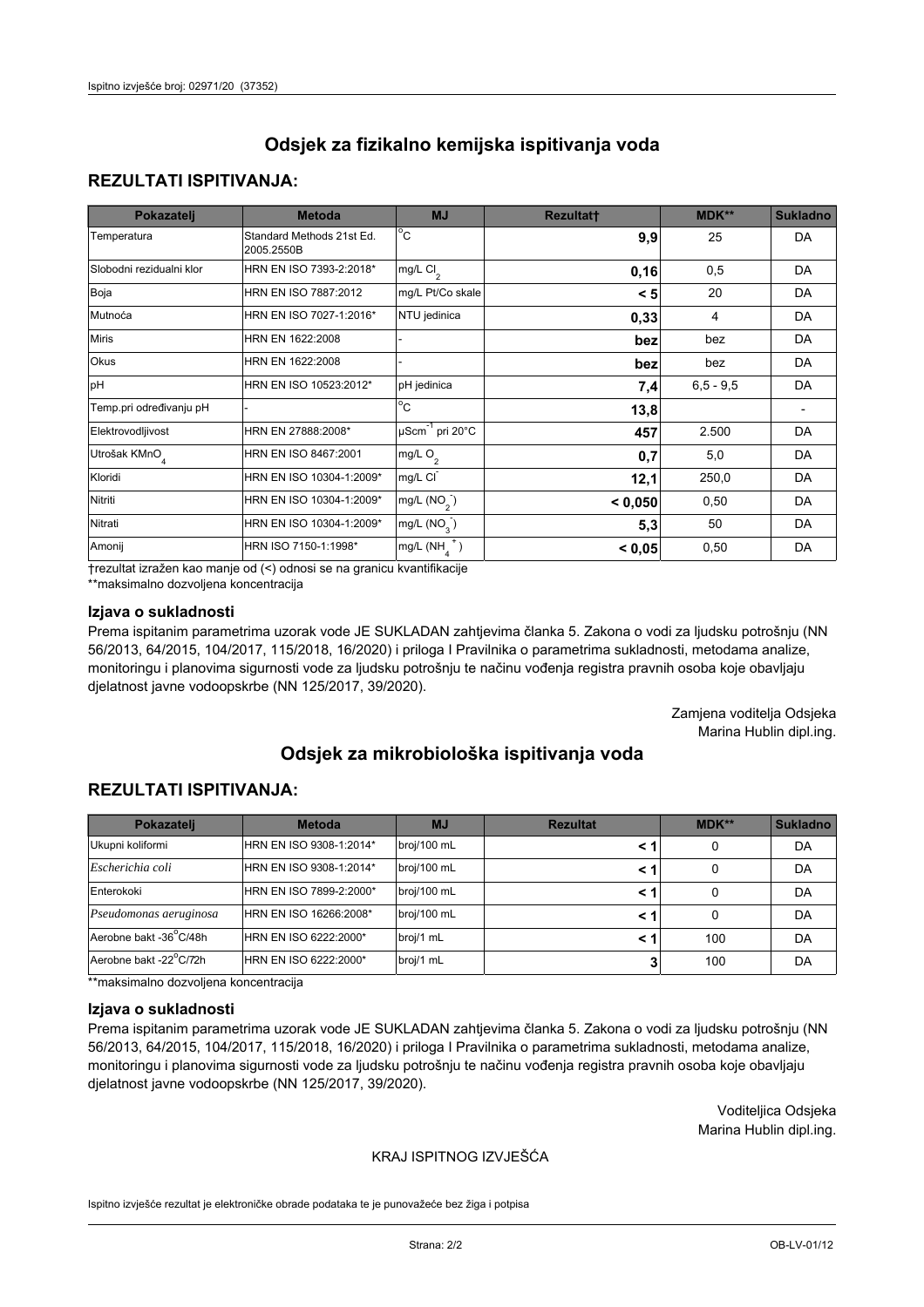# Odsjek za fizikalno kemijska ispitivanja voda

## REZULTATI ISPITIVANJA:

| Pokazatelj | Metoda | MJ | Rezultat† | MDK** | Sukladno |
|---|---|---|---|---|---|
| Temperatura | Standard Methods 21st Ed. 2005.2550B | °C | **9,9** | 25 | DA |
| Slobodni rezidualni klor | HRN EN ISO 7393-2:2018* | mg/L $Cl_2$ | **0,16** | 0,5 | DA |
| Boja | HRN EN ISO 7887:2012 | mg/L Pt/Co skale | **< 5** | 20 | DA |
| Mutnoća | HRN EN ISO 7027-1:2016* | NTU jedinica | **0,33** | 4 | DA |
| Miris | HRN EN 1622:2008 | - | **bez** | bez | DA |
| Okus | HRN EN 1622:2008 | - | **bez** | bez | DA |
| pH | HRN EN ISO 10523:2012* | pH jedinica | **7,4** | 6,5 - 9,5 | DA |
| Temp.pri određivanju pH | - | °C | **13,8** | | - |
| Elektrovodljivost | HRN EN 27888:2008* | $\mu Scm^{-1}$ pri 20°C | **457** | 2.500 | DA |
| Utrošak $KMnO_4$ | HRN EN ISO 8467:2001 | mg/L $O_2$ | **0,7** | 5,0 | DA |
| Kloridi | HRN EN ISO 10304-1:2009* | mg/L $Cl^-$ | **12,1** | 250,0 | DA |
| Nitriti | HRN EN ISO 10304-1:2009* | mg/L ($NO_2^-$) | **< 0,050** | 0,50 | DA |
| Nitrati | HRN EN ISO 10304-1:2009* | mg/L ($NO_3^-$) | **5,3** | 50 | DA |
| Amonij | HRN ISO 7150-1:1998* | mg/L ($NH_4^+$) | **< 0,05** | 0,50 | DA |

†rezultat izražen kao manje od (<) odnosi se na granicu kvantifikacije
**maksimalno dozvoljena koncentracija

### Izjava o sukladnosti

Prema ispitanim parametrima uzorak vode JE SUKLADAN zahtjevima članka 5. Zakona o vodi za ljudsku potrošnju (NN 56/2013, 64/2015, 104/2017, 115/2018, 16/2020) i priloga I Pravilnika o parametrima sukladnosti, metodama analize, monitoringu i planovima sigurnosti vode za ljudsku potrošnju te načinu vođenja registra pravnih osoba koje obavljaju djelatnost javne vodoopskrbe (NN 125/2017, 39/2020).

Zamjena voditelja Odsjeka
Marina Hublin dipl.ing.

# Odsjek za mikrobiološka ispitivanja voda

## REZULTATI ISPITIVANJA:

| Pokazatelj | Metoda | MJ | Rezultat | MDK** | Sukladno |
|---|---|---|---|---|---|
| Ukupni koliformi | HRN EN ISO 9308-1:2014* | broj/100 mL | **< 1** | 0 | DA |
| *Escherichia coli* | HRN EN ISO 9308-1:2014* | broj/100 mL | **< 1** | 0 | DA |
| Enterokoki | HRN EN ISO 7899-2:2000* | broj/100 mL | **< 1** | 0 | DA |
| *Pseudomonas aeruginosa* | HRN EN ISO 16266:2008* | broj/100 mL | **< 1** | 0 | DA |
| Aerobne bakt -36°C/48h | HRN EN ISO 6222:2000* | broj/1 mL | **< 1** | 100 | DA |
| Aerobne bakt -22°C/72h | HRN EN ISO 6222:2000* | broj/1 mL | **3** | 100 | DA |

**maksimalno dozvoljena koncentracija

### Izjava o sukladnosti

Prema ispitanim parametrima uzorak vode JE SUKLADAN zahtjevima članka 5. Zakona o vodi za ljudsku potrošnju (NN 56/2013, 64/2015, 104/2017, 115/2018, 16/2020) i priloga I Pravilnika o parametrima sukladnosti, metodama analize, monitoringu i planovima sigurnosti vode za ljudsku potrošnju te načinu vođenja registra pravnih osoba koje obavljaju djelatnost javne vodoopskrbe (NN 125/2017, 39/2020).

Voditeljica Odsjeka
Marina Hublin dipl.ing.

KRAJ ISPITNOG IZVJEŠĆA

Ispitno izvješće rezultat je elektroničke obrade podataka te je punovažeće bez žiga i potpisa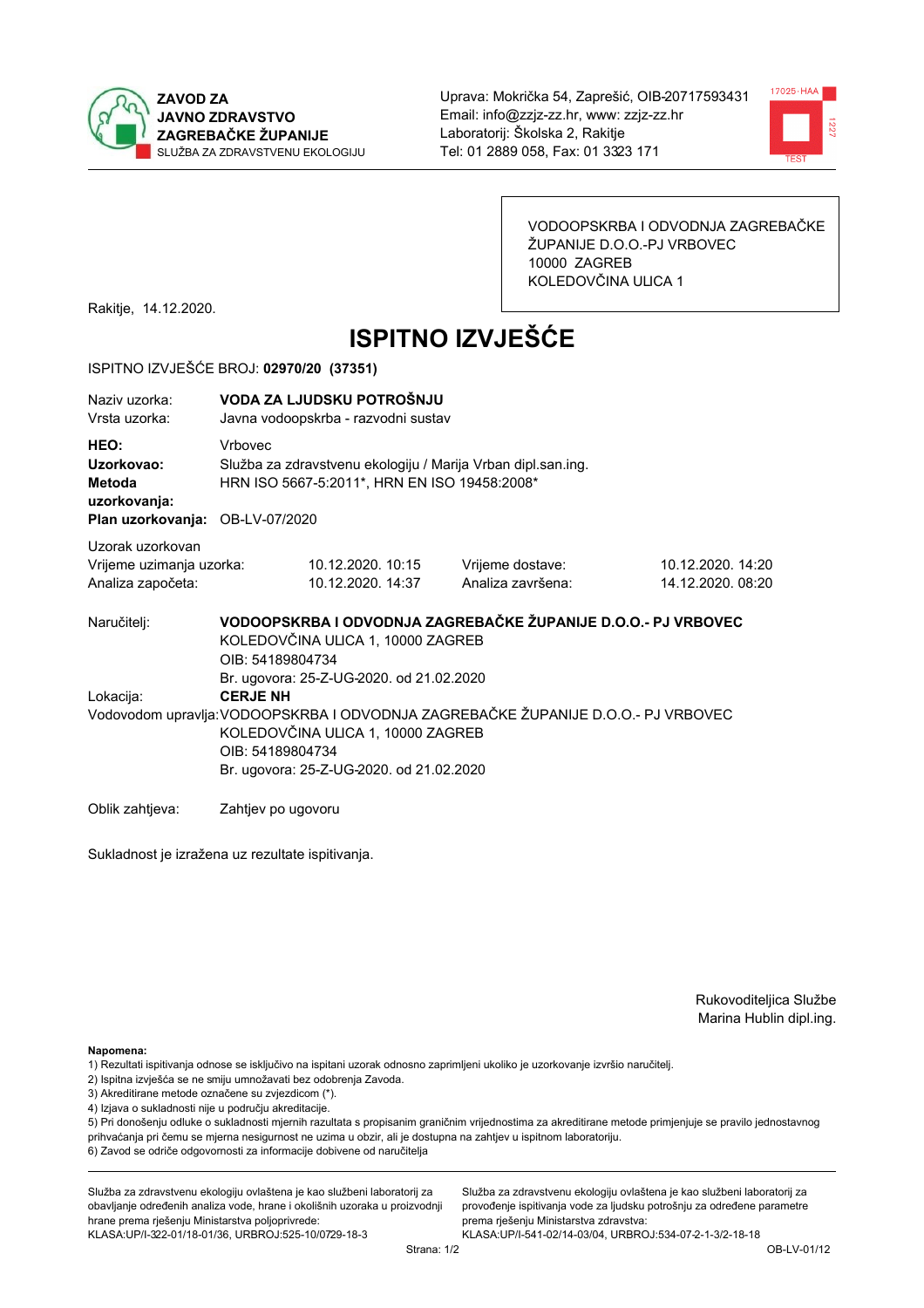**ZAVOD ZA JAVNO ZDRAVSTVO ZAGREBAČKE ŽUPANIJE**
SLUŽBA ZA ZDRAVSTVENU EKOLOGIJU

Uprava: Mokrička 54, Zaprešić, OIB-20717593431
Email: info@zzjz-zz.hr, www: zzjz-zz.hr
Laboratorij: Školska 2, Rakitje
Tel: 01 2889 058, Fax: 01 3323 171

VODOOPSKRBA I ODVODNJA ZAGREBAČKE ŽUPANIJE D.O.O.-PJ VRBOVEC
10000 ZAGREB
KOLEDOVČINA ULICA 1

Rakitje, 14.12.2020.

# ISPITNO IZVJEŠĆE

ISPITNO IZVJEŠĆE BROJ: **02970/20 (37351)**

| | |
|---|---|
| Naziv uzorka: | **VODA ZA LJUDSKU POTROŠNJU** |
| Vrsta uzorka: | Javna vodoopskrba - razvodni sustav |
| **HEO:** | Vrbovec |
| **Uzorkovao:** | Služba za zdravstvenu ekologiju / Marija Vrban dipl.san.ing. |
| **Metoda uzorkovanja:** | HRN ISO 5667-5:2011*, HRN EN ISO 19458:2008* |
| **Plan uzorkovanja:** | OB-LV-07/2020 |

Uzorak uzorkovan

| | | | |
|---|---|---|---|
| Vrijeme uzimanja uzorka: | 10.12.2020. 10:15 | Vrijeme dostave: | 10.12.2020. 14:20 |
| Analiza započeta: | 10.12.2020. 14:37 | Analiza završena: | 14.12.2020. 08:20 |

Naručitelj: **VODOOPSKRBA I ODVODNJA ZAGREBAČKE ŽUPANIJE D.O.O.- PJ VRBOVEC**
KOLEDOVČINA ULICA 1, 10000 ZAGREB
OIB: 54189804734
Br. ugovora: 25-Z-UG-2020. od 21.02.2020

Lokacija: **CERJE NH**

Vodovodom upravlja: VODOOPSKRBA I ODVODNJA ZAGREBAČKE ŽUPANIJE D.O.O.- PJ VRBOVEC
KOLEDOVČINA ULICA 1, 10000 ZAGREB
OIB: 54189804734
Br. ugovora: 25-Z-UG-2020. od 21.02.2020

Oblik zahtjeva: Zahtjev po ugovoru

Sukladnost je izražena uz rezultate ispitivanja.

Rukoviteljica Službe
Marina Hublin dipl.ing.

**Napomena:**
1) Rezultati ispitivanja odnose se isključivo na ispitani uzorak odnosno zaprimljeni ukoliko je uzorkovanje izvršio naručitelj.
2) Ispitna izvješća se ne smiju umnožavati bez odobrenja Zavoda.
3) Akreditirane metode označene su zvjezdicom (*).
4) Izjava o sukladnosti nije u području akreditacije.
5) Pri donošenju odluke o sukladnosti mjernih razultata s propisanim graničnim vrijednostima za akreditirane metode primjenjuje se pravilo jednostavnog prihvaćanja pri čemu se mjerna nesigurnost ne uzima u obzir, ali je dostupna na zahtjev u ispitnom laboratoriju.
6) Zavod se odriče odgovornosti za informacije dobivene od naručitelja

Služba za zdravstvenu ekologiju ovlaštena je kao službeni laboratorij za obavljanje određenih analiza vode, hrane i okolišnih uzoraka u proizvodnji hrane prema rješenju Ministarstva poljoprivrede:
KLASA:UP/I-322-01/18-01/36, URBROJ:525-10/0729-18-3

Služba za zdravstvenu ekologiju ovlaštena je kao službeni laboratorij za provođenje ispitivanja vode za ljudsku potrošnju za određene parametre prema rješenju Ministarstva zdravstva:
KLASA:UP/I-541-02/14-03/04, URBROJ:534-07-2-1-3/2-18-18

OB-LV-01/12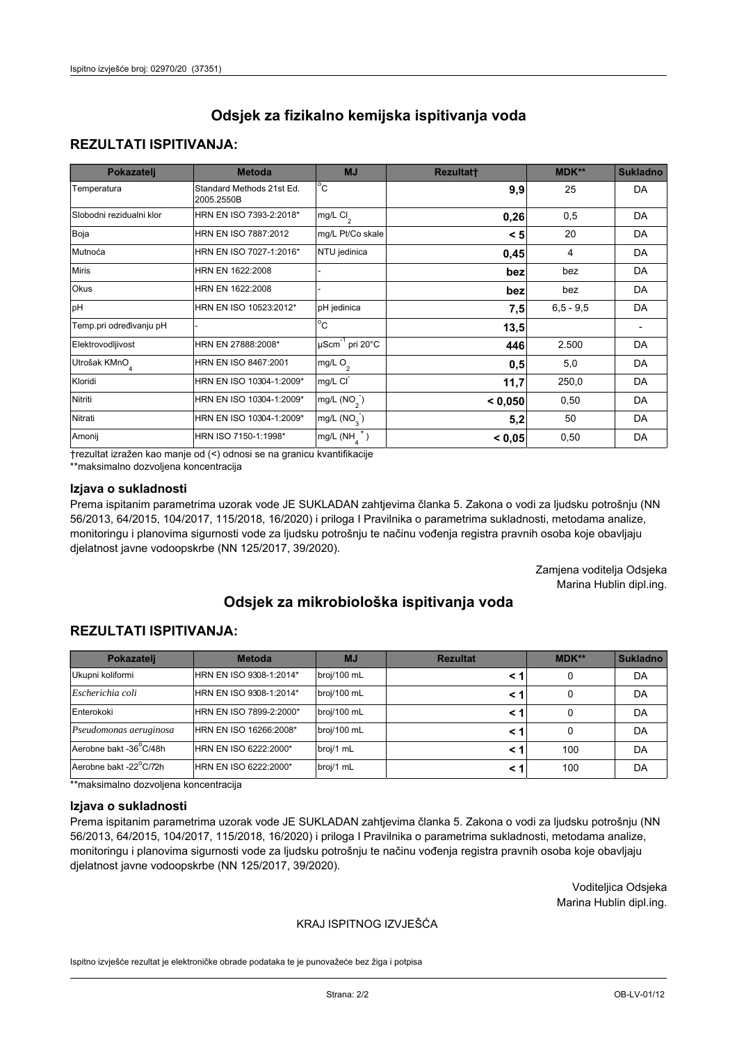# Odsjek za fizikalno kemijska ispitivanja voda

## REZULTATI ISPITIVANJA:

| Pokazatelj | Metoda | MJ | Rezultat† | MDK** | Sukladno |
|---|---|---|---|---|---|
| Temperatura | Standard Methods 21st Ed. 2005.2550B | °C | **9,9** | 25 | DA |
| Slobodni rezidualni klor | HRN EN ISO 7393-2:2018* | mg/L $Cl_2$ | **0,26** | 0,5 | DA |
| Boja | HRN EN ISO 7887:2012 | mg/L Pt/Co skale | **< 5** | 20 | DA |
| Mutnoća | HRN EN ISO 7027-1:2016* | NTU jedinica | **0,45** | 4 | DA |
| Miris | HRN EN 1622:2008 | - | **bez** | bez | DA |
| Okus | HRN EN 1622:2008 | - | **bez** | bez | DA |
| pH | HRN EN ISO 10523:2012* | pH jedinica | **7,5** | 6,5 - 9,5 | DA |
| Temp.pri određivanju pH | - | °C | **13,5** | | - |
| Elektrovodljivost | HRN EN 27888:2008* | $\mu Scm^{-1}$ pri 20°C | **446** | 2.500 | DA |
| Utrošak $KMnO_4$ | HRN EN ISO 8467:2001 | mg/L $O_2$ | **0,5** | 5,0 | DA |
| Kloridi | HRN EN ISO 10304-1:2009* | mg/L $Cl^-$ | **11,7** | 250,0 | DA |
| Nitriti | HRN EN ISO 10304-1:2009* | mg/L $(NO_2^-)$ | **< 0,050** | 0,50 | DA |
| Nitrati | HRN EN ISO 10304-1:2009* | mg/L $(NO_3^-)$ | **5,2** | 50 | DA |
| Amonij | HRN ISO 7150-1:1998* | mg/L $(NH_4^+)$ | **< 0,05** | 0,50 | DA |

†rezultat izražen kao manje od (<) odnosi se na granicu kvantifikacije

**maksimalno dozvoljena koncentracija

### Izjava o sukladnosti

Prema ispitanim parametrima uzorak vode JE SUKLADAN zahtjevima članka 5. Zakona o vodi za ljudsku potrošnju (NN 56/2013, 64/2015, 104/2017, 115/2018, 16/2020) i priloga I Pravilnika o parametrima sukladnosti, metodama analize, monitoringu i planovima sigurnosti vode za ljudsku potrošnju te načinu vođenja registra pravnih osoba koje obavljaju djelatnost javne vodoopskrbe (NN 125/2017, 39/2020).

Zamjena voditelja Odsjeka
Marina Hublin dipl.ing.

# Odsjek za mikrobiološka ispitivanja voda

## REZULTATI ISPITIVANJA:

| Pokazatelj | Metoda | MJ | Rezultat | MDK** | Sukladno |
|---|---|---|---|---|---|
| Ukupni koliformi | HRN EN ISO 9308-1:2014* | broj/100 mL | **< 1** | 0 | DA |
| *Escherichia coli* | HRN EN ISO 9308-1:2014* | broj/100 mL | **< 1** | 0 | DA |
| Enterokoki | HRN EN ISO 7899-2:2000* | broj/100 mL | **< 1** | 0 | DA |
| *Pseudomonas aeruginosa* | HRN EN ISO 16266:2008* | broj/100 mL | **< 1** | 0 | DA |
| Aerobne bakt -36°C/48h | HRN EN ISO 6222:2000* | broj/1 mL | **< 1** | 100 | DA |
| Aerobne bakt -22°C/72h | HRN EN ISO 6222:2000* | broj/1 mL | **< 1** | 100 | DA |

**maksimalno dozvoljena koncentracija

### Izjava o sukladnosti

Prema ispitanim parametrima uzorak vode JE SUKLADAN zahtjevima članka 5. Zakona o vodi za ljudsku potrošnju (NN 56/2013, 64/2015, 104/2017, 115/2018, 16/2020) i priloga I Pravilnika o parametrima sukladnosti, metodama analize, monitoringu i planovima sigurnosti vode za ljudsku potrošnju te načinu vođenja registra pravnih osoba koje obavljaju djelatnost javne vodoopskrbe (NN 125/2017, 39/2020).

Voditeljica Odsjeka
Marina Hublin dipl.ing.

KRAJ ISPITNOG IZVJEŠĆA

Ispitno izvješće rezultat je elektroničke obrade podataka te je punovažeće bez žiga i potpisa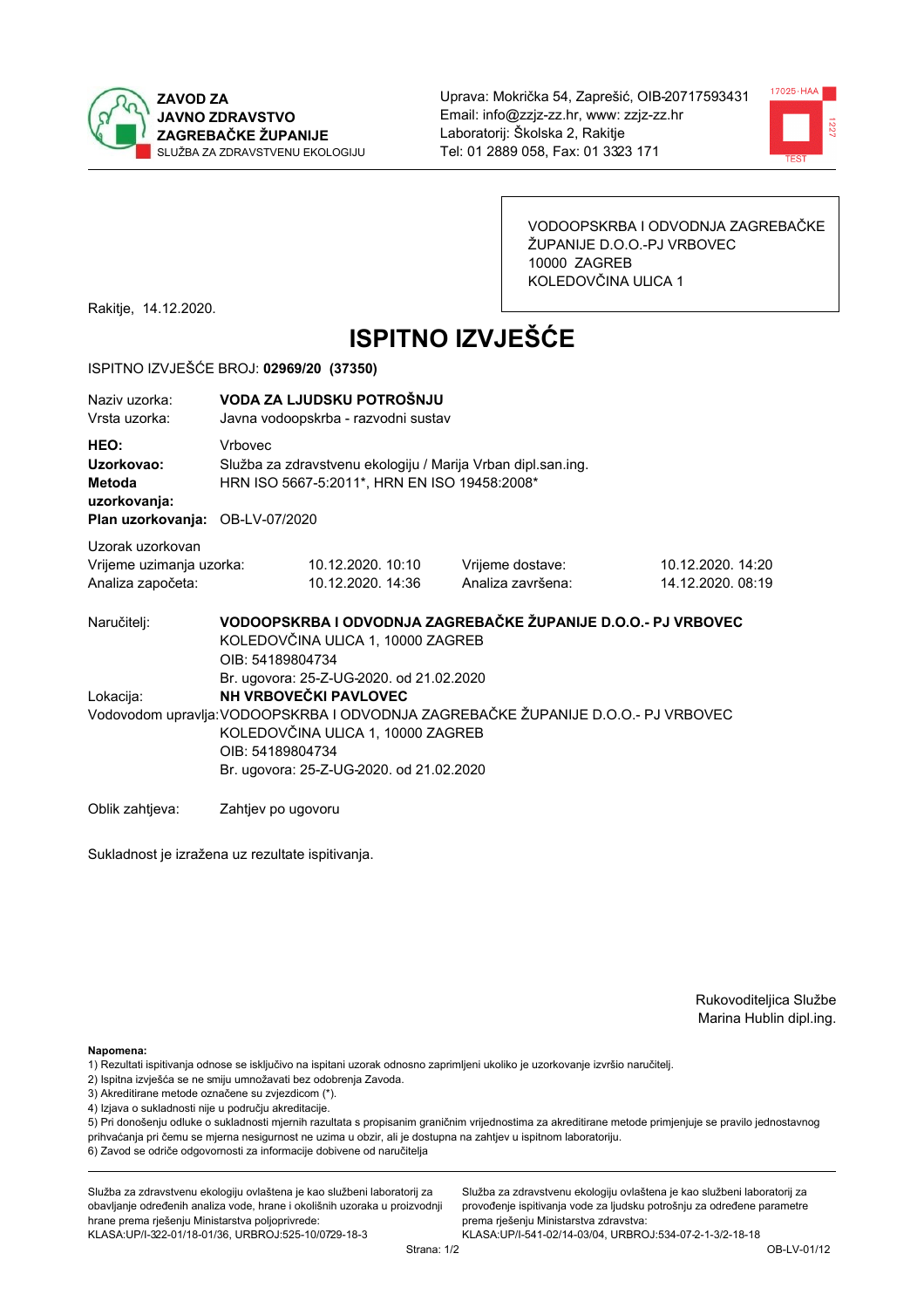**ZAVOD ZA JAVNO ZDRAVSTVO ZAGREBAČKE ŽUPANIJE**
SLUŽBA ZA ZDRAVSTVENU EKOLOGIJU

Uprava: Mokrička 54, Zaprešić, OIB-20717593431
Email: info@zzjz-zz.hr, www: zzjz-zz.hr
Laboratorij: Školska 2, Rakitje
Tel: 01 2889 058, Fax: 01 3323 171

VODOOPSKRBA I ODVODNJA ZAGREBAČKE ŽUPANIJE D.O.O.-PJ VRBOVEC
10000 ZAGREB
KOLEDOVČINA ULICA 1

Rakitje, 14.12.2020.

# ISPITNO IZVJEŠĆE

ISPITNO IZVJEŠĆE BROJ: **02969/20 (37350)**

| | |
|---|---|
| Naziv uzorka: | **VODA ZA LJUDSKU POTROŠNJU** |
| Vrsta uzorka: | Javna vodoopskrba - razvodni sustav |
| **HEO:** | Vrbovec |
| **Uzorkovao:** | Služba za zdravstvenu ekologiju / Marija Vrban dipl.san.ing. |
| **Metoda uzorkovanja:** | HRN ISO 5667-5:2011*, HRN EN ISO 19458:2008* |
| **Plan uzorkovanja:** | OB-LV-07/2020 |

Uzorak uzorkovan

| | | | |
|---|---|---|---|
| Vrijeme uzimanja uzorka: | 10.12.2020. 10:10 | Vrijeme dostave: | 10.12.2020. 14:20 |
| Analiza započeta: | 10.12.2020. 14:36 | Analiza završena: | 14.12.2020. 08:19 |

Naručitelj: **VODOOPSKRBA I ODVODNJA ZAGREBAČKE ŽUPANIJE D.O.O.- PJ VRBOVEC**
KOLEDOVČINA ULICA 1, 10000 ZAGREB
OIB: 54189804734
Br. ugovora: 25-Z-UG-2020. od 21.02.2020

Lokacija: **NH VRBOVEČKI PAVLOVEC**

Vodovodom upravlja: VODOOPSKRBA I ODVODNJA ZAGREBAČKE ŽUPANIJE D.O.O.- PJ VRBOVEC
KOLEDOVČINA ULICA 1, 10000 ZAGREB
OIB: 54189804734
Br. ugovora: 25-Z-UG-2020. od 21.02.2020

Oblik zahtjeva: Zahtjev po ugovoru

Sukladnost je izražena uz rezultate ispitivanja.

Rukovoditeljica Službe
Marina Hublin dipl.ing.

**Napomena:**
1) Rezultati ispitivanja odnose se isključivo na ispitani uzorak odnosno zaprimljeni ukoliko je uzorkovanje izvršio naručitelj.
2) Ispitna izvješća se ne smiju umnožavati bez odobrenja Zavoda.
3) Akreditirane metode označene su zvjezdicom (*).
4) Izjava o sukladnosti nije u području akreditacije.
5) Pri donošenju odluke o sukladnosti mjernih razultata s propisanim graničnim vrijednostima za akreditirane metode primjenjuje se pravilo jednostavnog prihvaćanja pri čemu se mjerna nesigurnost ne uzima u obzir, ali je dostupna na zahtjev u ispitnom laboratoriju.
6) Zavod se odriče odgovornosti za informacije dobivene od naručitelja

Služba za zdravstvenu ekologiju ovlaštena je kao službeni laboratorij za obavljanje određenih analiza vode, hrane i okolišnih uzoraka u proizvodnji hrane prema rješenju Ministarstva poljoprivrede:
KLASA:UP/I-322-01/18-01/36, URBROJ:525-10/0729-18-3

Služba za zdravstvenu ekologiju ovlaštena je kao službeni laboratorij za provođenje ispitivanja vode za ljudsku potrošnju za određene parametre prema rješenju Ministarstva zdravstva:
KLASA:UP/I-541-02/14-03/04, URBROJ:534-07-2-1-3/2-18-18

OB-LV-01/12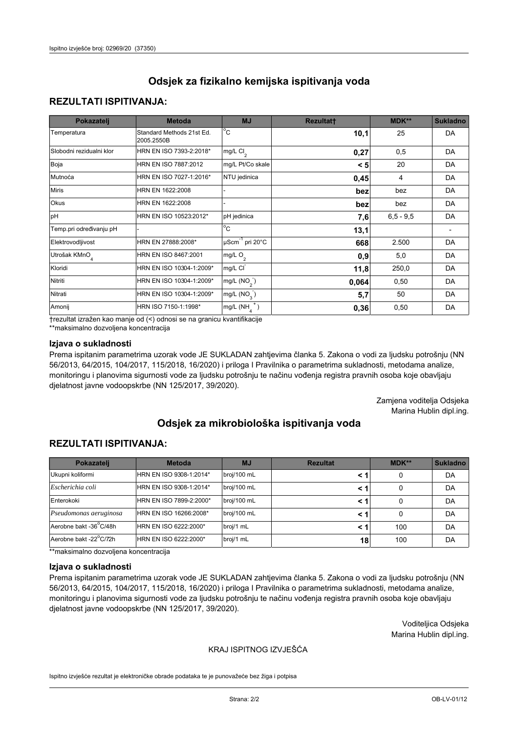## Odsjek za fizikalno kemijska ispitivanja voda

### REZULTATI ISPITIVANJA:

| Pokazatelj | Metoda | MJ | Rezultat† | MDK** | Sukladno |
|---|---|---|---|---|---|
| Temperatura | Standard Methods 21st Ed. 2005.2550B | °C | **10,1** | 25 | DA |
| Slobodni rezidualni klor | HRN EN ISO 7393-2:2018* | mg/L $Cl_2$ | **0,27** | 0,5 | DA |
| Boja | HRN EN ISO 7887:2012 | mg/L Pt/Co skale | **< 5** | 20 | DA |
| Mutnoća | HRN EN ISO 7027-1:2016* | NTU jedinica | **0,45** | 4 | DA |
| Miris | HRN EN 1622:2008 | - | **bez** | bez | DA |
| Okus | HRN EN 1622:2008 | - | **bez** | bez | DA |
| pH | HRN EN ISO 10523:2012* | pH jedinica | **7,6** | 6,5 - 9,5 | DA |
| Temp.pri određivanju pH | - | °C | **13,1** | | - |
| Elektrovodljivost | HRN EN 27888:2008* | $\mu Scm^{-1}$ pri 20°C | **668** | 2.500 | DA |
| Utrošak $KMnO_4$ | HRN EN ISO 8467:2001 | mg/L $O_2$ | **0,9** | 5,0 | DA |
| Kloridi | HRN EN ISO 10304-1:2009* | mg/L $Cl^-$ | **11,8** | 250,0 | DA |
| Nitriti | HRN EN ISO 10304-1:2009* | mg/L ($NO_2^-$) | **0,064** | 0,50 | DA |
| Nitrati | HRN EN ISO 10304-1:2009* | mg/L ($NO_3^-$) | **5,7** | 50 | DA |
| Amonij | HRN ISO 7150-1:1998* | mg/L ($NH_4^+$) | **0,36** | 0,50 | DA |

†rezultat izražen kao manje od (<) odnosi se na granicu kvantifikacije
**maksimalno dozvoljena koncentracija

### Izjava o sukladnosti

Prema ispitanim parametrima uzorak vode JE SUKLADAN zahtjevima članka 5. Zakona o vodi za ljudsku potrošnju (NN 56/2013, 64/2015, 104/2017, 115/2018, 16/2020) i priloga I Pravilnika o parametrima sukladnosti, metodama analize, monitoringu i planovima sigurnosti vode za ljudsku potrošnju te načinu vođenja registra pravnih osoba koje obavljaju djelatnost javne vodoopskrbe (NN 125/2017, 39/2020).

Zamjena voditelja Odsjeka
Marina Hublin dipl.ing.

## Odsjek za mikrobiološka ispitivanja voda

### REZULTATI ISPITIVANJA:

| Pokazatelj | Metoda | MJ | Rezultat | MDK** | Sukladno |
|---|---|---|---|---|---|
| Ukupni koliformi | HRN EN ISO 9308-1:2014* | broj/100 mL | **< 1** | 0 | DA |
| *Escherichia coli* | HRN EN ISO 9308-1:2014* | broj/100 mL | **< 1** | 0 | DA |
| Enterokoki | HRN EN ISO 7899-2:2000* | broj/100 mL | **< 1** | 0 | DA |
| *Pseudomonas aeruginosa* | HRN EN ISO 16266:2008* | broj/100 mL | **< 1** | 0 | DA |
| Aerobne bakt -36°C/48h | HRN EN ISO 6222:2000* | broj/1 mL | **< 1** | 100 | DA |
| Aerobne bakt -22°C/72h | HRN EN ISO 6222:2000* | broj/1 mL | **18** | 100 | DA |

**maksimalno dozvoljena koncentracija

### Izjava o sukladnosti

Prema ispitanim parametrima uzorak vode JE SUKLADAN zahtjevima članka 5. Zakona o vodi za ljudsku potrošnju (NN 56/2013, 64/2015, 104/2017, 115/2018, 16/2020) i priloga I Pravilnika o parametrima sukladnosti, metodama analize, monitoringu i planovima sigurnosti vode za ljudsku potrošnju te načinu vođenja registra pravnih osoba koje obavljaju djelatnost javne vodoopskrbe (NN 125/2017, 39/2020).

Voditeljica Odsjeka
Marina Hublin dipl.ing.

KRAJ ISPITNOG IZVJEŠĆA

Ispitno izvješće rezultat je elektroničke obrade podataka te je punovažeće bez žiga i potpisa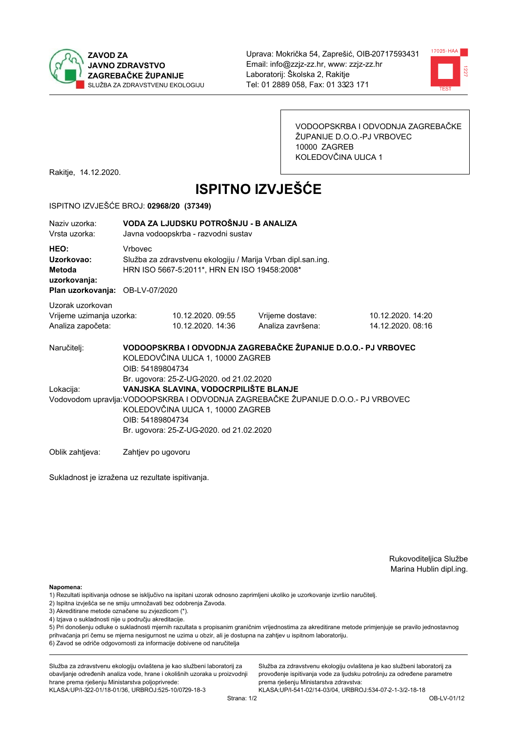ZAVOD ZA JAVNO ZDRAVSTVO ZAGREBAČKE ŽUPANIJE
SLUŽBA ZA ZDRAVSTVENU EKOLOGIJU

Uprava: Mokrička 54, Zaprešić, OIB-20717593431
Email: info@zzjz-zz.hr, www: zzjz-zz.hr
Laboratorij: Školska 2, Rakitje
Tel: 01 2889 058, Fax: 01 3323 171

VODOOPSKRBA I ODVODNJA ZAGREBAČKE ŽUPANIJE D.O.O.-PJ VRBOVEC
10000 ZAGREB
KOLEDOVČINA ULICA 1

Rakitje, 14.12.2020.

# ISPITNO IZVJEŠĆE

ISPITNO IZVJEŠĆE BROJ: **02968/20 (37349)**

Naziv uzorka: **VODA ZA LJUDSKU POTROŠNJU - B ANALIZA**
Vrsta uzorka: Javna vodoopskrba - razvodni sustav

**HEO:** Vrbovec
**Uzorkovao:** Služba za zdravstvenu ekologiju / Marija Vrban dipl.san.ing.
**Metoda uzorkovanja:** HRN ISO 5667-5:2011*, HRN EN ISO 19458:2008*
**Plan uzorkovanja:** OB-LV-07/2020

Uzorak uzorkovan

| Vrijeme uzimanja uzorka: | 10.12.2020. 09:55 | Vrijeme dostave: | 10.12.2020. 14:20 |
|---|---|---|---|
| Analiza započeta: | 10.12.2020. 14:36 | Analiza završena: | 14.12.2020. 08:16 |

Naručitelj: **VODOOPSKRBA I ODVODNJA ZAGREBAČKE ŽUPANIJE D.O.O.- PJ VRBOVEC**
KOLEDOVČINA ULICA 1, 10000 ZAGREB
OIB: 54189804734
Br. ugovora: 25-Z-UG-2020. od 21.02.2020

Lokacija: **VANJSKA SLAVINA, VODOCRPILIŠTE BLANJE**

Vodovodom upravlja: VODOOPSKRBA I ODVODNJA ZAGREBAČKE ŽUPANIJE D.O.O.- PJ VRBOVEC
KOLEDOVČINA ULICA 1, 10000 ZAGREB
OIB: 54189804734
Br. ugovora: 25-Z-UG-2020. od 21.02.2020

Oblik zahtjeva: Zahtjev po ugovoru

Sukladnost je izražena uz rezultate ispitivanja.

Rukovoditeljica Službe
Marina Hublin dipl.ing.

**Napomena:**
1) Rezultati ispitivanja odnose se isključivo na ispitani uzorak odnosno zaprimljeni ukoliko je uzorkovanje izvršio naručitelj.
2) Ispitna izvješća se ne smiju umnožavati bez odobrenja Zavoda.
3) Akreditirane metode označene su zvjezdicom (*).
4) Izjava o sukladnosti nije u području akreditacije.
5) Pri donošenju odluke o sukladnosti mjernih rezultata s propisanim graničnim vrijednostima za akreditirane metode primjenjuje se pravilo jednostavnog prihvaćanja pri čemu se mjerna nesigurnost ne uzima u obzir, ali je dostupna na zahtjev u ispitnom laboratoriju.
6) Zavod se odriče odgovornosti za informacije dobivene od naručitelja

Služba za zdravstvenu ekologiju ovlaštena je kao službeni laboratorij za obavljanje određenih analiza vode, hrane i okolišnih uzoraka u proizvodnji hrane prema rješenju Ministarstva poljoprivrede: KLASA:UP/I-322-01/18-01/36, URBROJ:525-10/0729-18-3

Služba za zdravstvenu ekologiju ovlaštena je kao službeni laboratorij za provođenje ispitivanja vode za ljudsku potrošnju za određene parametre prema rješenju Ministarstva zdravstva: KLASA:UP/I-541-02/14-03/04, URBROJ:534-07-2-1-3/2-18-18

OB-LV-01/12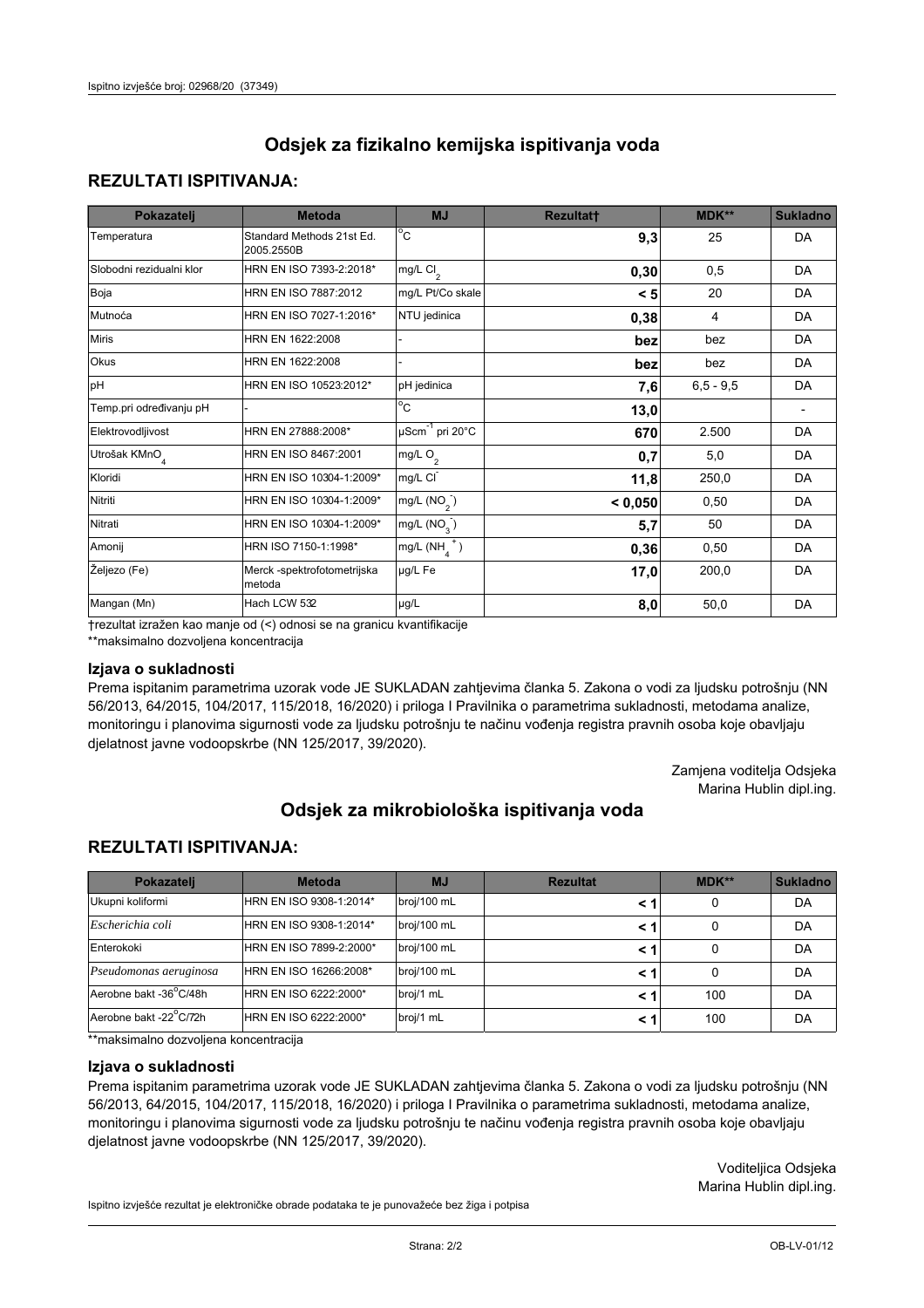## Odsjek za fizikalno kemijska ispitivanja voda

### REZULTATI ISPITIVANJA:

| Pokazatelj | Metoda | MJ | Rezultat† | MDK** | Sukladno |
|---|---|---|---|---|---|
| Temperatura | Standard Methods 21st Ed. 2005.2550B | °C | **9,3** | 25 | DA |
| Slobodni rezidualni klor | HRN EN ISO 7393-2:2018* | mg/L $Cl_2$ | **0,30** | 0,5 | DA |
| Boja | HRN EN ISO 7887:2012 | mg/L Pt/Co skale | **< 5** | 20 | DA |
| Mutnoća | HRN EN ISO 7027-1:2016* | NTU jedinica | **0,38** | 4 | DA |
| Miris | HRN EN 1622:2008 | - | **bez** | bez | DA |
| Okus | HRN EN 1622:2008 | - | **bez** | bez | DA |
| pH | HRN EN ISO 10523:2012* | pH jedinica | **7,6** | 6,5 - 9,5 | DA |
| Temp.pri određivanju pH | - | °C | **13,0** | | - |
| Elektrovodljivost | HRN EN 27888:2008* | $\mu Scm^{-1}$ pri 20°C | **670** | 2.500 | DA |
| Utrošak $KMnO_4$ | HRN EN ISO 8467:2001 | mg/L $O_2$ | **0,7** | 5,0 | DA |
| Kloridi | HRN EN ISO 10304-1:2009* | mg/L $Cl^-$ | **11,8** | 250,0 | DA |
| Nitriti | HRN EN ISO 10304-1:2009* | mg/L ($NO_2^-$) | **< 0,050** | 0,50 | DA |
| Nitrati | HRN EN ISO 10304-1:2009* | mg/L ($NO_3^-$) | **5,7** | 50 | DA |
| Amonij | HRN ISO 7150-1:1998* | mg/L ($NH_4^+$) | **0,36** | 0,50 | DA |
| Željezo (Fe) | Merck -spektrofotometrijska metoda | µg/L Fe | **17,0** | 200,0 | DA |
| Mangan (Mn) | Hach LCW 532 | µg/L | **8,0** | 50,0 | DA |

†rezultat izražen kao manje od (<) odnosi se na granicu kvantifikacije

**maksimalno dozvoljena koncentracija

#### Izjava o sukladnosti

Prema ispitanim parametrima uzorak vode JE SUKLADAN zahtjevima članka 5. Zakona o vodi za ljudsku potrošnju (NN 56/2013, 64/2015, 104/2017, 115/2018, 16/2020) i priloga I Pravilnika o parametrima sukladnosti, metodama analize, monitoringu i planovima sigurnosti vode za ljudsku potrošnju te načinu vođenja registra pravnih osoba koje obavljaju djelatnost javne vodoopskrbe (NN 125/2017, 39/2020).

Zamjena voditelja Odsjeka
Marina Hublin dipl.ing.

## Odsjek za mikrobiološka ispitivanja voda

### REZULTATI ISPITIVANJA:

| Pokazatelj | Metoda | MJ | Rezultat | MDK** | Sukladno |
|---|---|---|---|---|---|
| Ukupni koliformi | HRN EN ISO 9308-1:2014* | broj/100 mL | **< 1** | 0 | DA |
| *Escherichia coli* | HRN EN ISO 9308-1:2014* | broj/100 mL | **< 1** | 0 | DA |
| Enterokoki | HRN EN ISO 7899-2:2000* | broj/100 mL | **< 1** | 0 | DA |
| *Pseudomonas aeruginosa* | HRN EN ISO 16266:2008* | broj/100 mL | **< 1** | 0 | DA |
| Aerobne bakt -36°C/48h | HRN EN ISO 6222:2000* | broj/1 mL | **< 1** | 100 | DA |
| Aerobne bakt -22°C/72h | HRN EN ISO 6222:2000* | broj/1 mL | **< 1** | 100 | DA |

**maksimalno dozvoljena koncentracija

#### Izjava o sukladnosti

Prema ispitanim parametrima uzorak vode JE SUKLADAN zahtjevima članka 5. Zakona o vodi za ljudsku potrošnju (NN 56/2013, 64/2015, 104/2017, 115/2018, 16/2020) i priloga I Pravilnika o parametrima sukladnosti, metodama analize, monitoringu i planovima sigurnosti vode za ljudsku potrošnju te načinu vođenja registra pravnih osoba koje obavljaju djelatnost javne vodoopskrbe (NN 125/2017, 39/2020).

Voditeljica Odsjeka
Marina Hublin dipl.ing.

Ispitno izvješće rezultat je elektroničke obrade podataka te je punovažeće bez žiga i potpisa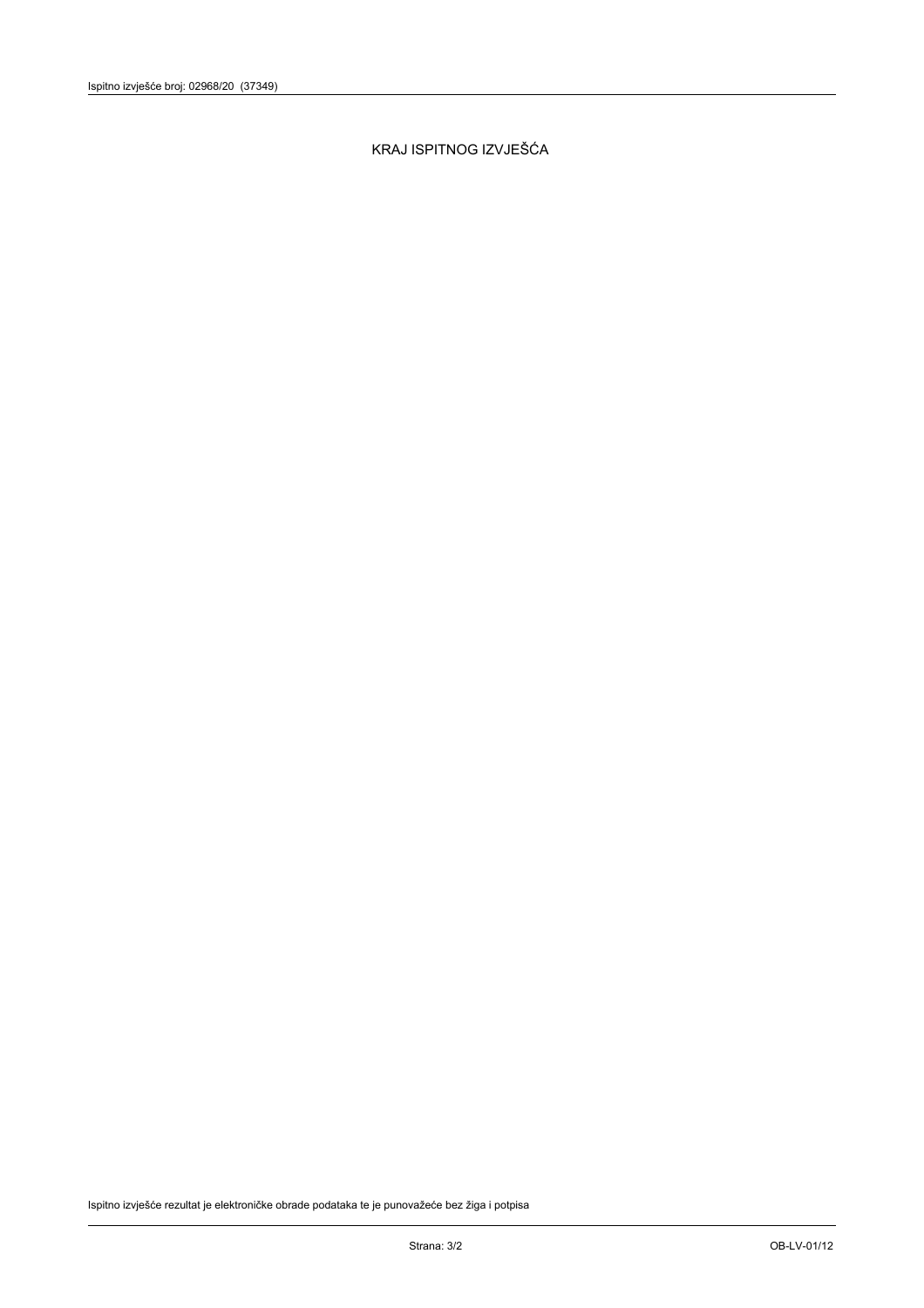KRAJ ISPITNOG IZVJEŠĆA

Ispitno izvješće rezultat je elektroničke obrade podataka te je punovažeće bez žiga i potpisa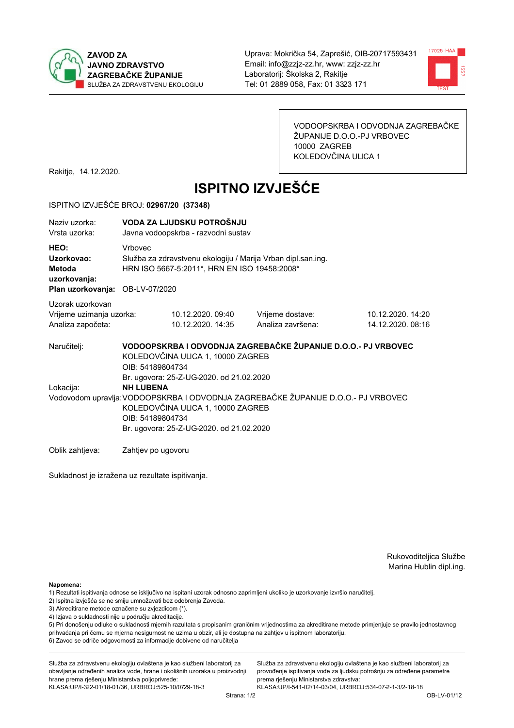ZAVOD ZA JAVNO ZDRAVSTVO ZAGREBAČKE ŽUPANIJE
SLUŽBA ZA ZDRAVSTVENU EKOLOGIJU

Uprava: Mokrička 54, Zaprešić, OIB-20717593431
Email: info@zzjz-zz.hr, www: zzjz-zz.hr
Laboratorij: Školska 2, Rakitje
Tel: 01 2889 058, Fax: 01 3323 171

VODOOPSKRBA I ODVODNJA ZAGREBAČKE ŽUPANIJE D.O.O.-PJ VRBOVEC
10000 ZAGREB
KOLEDOVČINA ULICA 1

Rakitje, 14.12.2020.

# ISPITNO IZVJEŠĆE

ISPITNO IZVJEŠĆE BROJ: **02967/20 (37348)**

Naziv uzorka: **VODA ZA LJUDSKU POTROŠNJU**
Vrsta uzorka: Javna vodoopskrba - razvodni sustav

**HEO:** Vrbovec
**Uzorkovao:** Služba za zdravstvenu ekologiju / Marija Vrban dipl.san.ing.
**Metoda uzorkovanja:** HRN ISO 5667-5:2011*, HRN EN ISO 19458:2008*
**Plan uzorkovanja:** OB-LV-07/2020

Uzorak uzorkovan

| | | | |
|---|---|---|---|
| Vrijeme uzimanja uzorka: | 10.12.2020. 09:40 | Vrijeme dostave: | 10.12.2020. 14:20 |
| Analiza započeta: | 10.12.2020. 14:35 | Analiza završena: | 14.12.2020. 08:16 |

Naručitelj: **VODOOPSKRBA I ODVODNJA ZAGREBAČKE ŽUPANIJE D.O.O.- PJ VRBOVEC**
KOLEDOVČINA ULICA 1, 10000 ZAGREB
OIB: 54189804734
Br. ugovora: 25-Z-UG-2020. od 21.02.2020

Lokacija: **NH LUBENA**

Vodovodom upravlja: VODOOPSKRBA I ODVODNJA ZAGREBAČKE ŽUPANIJE D.O.O.- PJ VRBOVEC
KOLEDOVČINA ULICA 1, 10000 ZAGREB
OIB: 54189804734
Br. ugovora: 25-Z-UG-2020. od 21.02.2020

Oblik zahtjeva: Zahtjev po ugovoru

Sukladnost je izražena uz rezultate ispitivanja.

Rukovoditeljica Službe
Marina Hublin dipl.ing.

**Napomena:**
1) Rezultati ispitivanja odnose se isključivo na ispitani uzorak odnosno zaprimljeni ukoliko je uzorkovanje izvršio naručitelj.
2) Ispitna izvješća se ne smiju umnožavati bez odobrenja Zavoda.
3) Akreditirane metode označene su zvjezdicom (*).
4) Izjava o sukladnosti nije u području akreditacije.
5) Pri donošenju odluke o sukladnosti mjernih razultata s propisanim graničnim vrijednostima za akreditirane metode primjenjuje se pravilo jednostavnog prihvaćanja pri čemu se mjerna nesigurnost ne uzima u obzir, ali je dostupna na zahtjev u ispitnom laboratoriju.
6) Zavod se odriče odgovornosti za informacije dobivene od naručitelja

Služba za zdravstvenu ekologiju ovlaštena je kao službeni laboratorij za obavljanje određenih analiza vode, hrane i okolišnih uzoraka u proizvodnji hrane prema rješenju Ministarstva poljoprivrede:
KLASA:UP/I-322-01/18-01/36, URBROJ:525-10/0729-18-3

Služba za zdravstvenu ekologiju ovlaštena je kao službeni laboratorij za provođenje ispitivanja vode za ljudsku potrošnju za određene parametre prema rješenju Ministarstva zdravstva:
KLASA:UP/I-541-02/14-03/04, URBROJ:534-07-2-1-3/2-18-18

OB-LV-01/12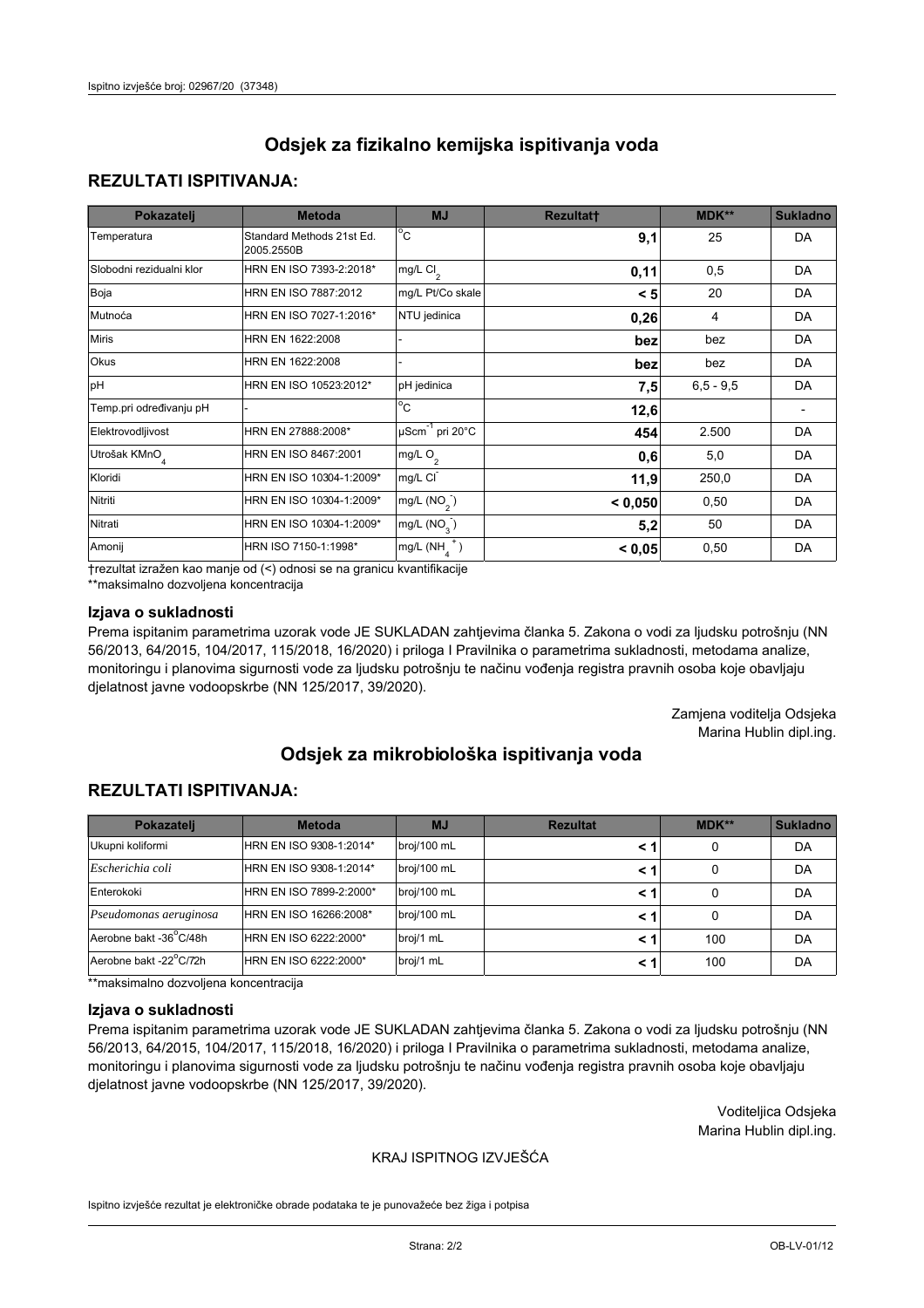# Odsjek za fizikalno kemijska ispitivanja voda

## REZULTATI ISPITIVANJA:

| Pokazatelj | Metoda | MJ | Rezultat† | MDK** | Sukladno |
|---|---|---|---|---|---|
| Temperatura | Standard Methods 21st Ed. 2005.2550B | °C | **9,1** | 25 | DA |
| Slobodni rezidualni klor | HRN EN ISO 7393-2:2018* | mg/L $Cl_2$ | **0,11** | 0,5 | DA |
| Boja | HRN EN ISO 7887:2012 | mg/L Pt/Co skale | **< 5** | 20 | DA |
| Mutnoća | HRN EN ISO 7027-1:2016* | NTU jedinica | **0,26** | 4 | DA |
| Miris | HRN EN 1622:2008 | - | **bez** | bez | DA |
| Okus | HRN EN 1622:2008 | - | **bez** | bez | DA |
| pH | HRN EN ISO 10523:2012* | pH jedinica | **7,5** | 6,5 - 9,5 | DA |
| Temp.pri određivanju pH | - | °C | **12,6** | | - |
| Elektrovodljivost | HRN EN 27888:2008* | $\mu Scm^{-1}$ pri 20°C | **454** | 2.500 | DA |
| Utrošak $KMnO_4$ | HRN EN ISO 8467:2001 | mg/L $O_2$ | **0,6** | 5,0 | DA |
| Kloridi | HRN EN ISO 10304-1:2009* | mg/L $Cl^-$ | **11,9** | 250,0 | DA |
| Nitriti | HRN EN ISO 10304-1:2009* | mg/L ($NO_2^-$) | **< 0,050** | 0,50 | DA |
| Nitrati | HRN EN ISO 10304-1:2009* | mg/L ($NO_3^-$) | **5,2** | 50 | DA |
| Amonij | HRN ISO 7150-1:1998* | mg/L ($NH_4^+$) | **< 0,05** | 0,50 | DA |

†rezultat izražen kao manje od (<) odnosi se na granicu kvantifikacije
**maksimalno dozvoljena koncentracija

### Izjava o sukladnosti

Prema ispitanim parametrima uzorak vode JE SUKLADAN zahtjevima članka 5. Zakona o vodi za ljudsku potrošnju (NN 56/2013, 64/2015, 104/2017, 115/2018, 16/2020) i priloga I Pravilnika o parametrima sukladnosti, metodama analize, monitoringu i planovima sigurnosti vode za ljudsku potrošnju te načinu vođenja registra pravnih osoba koje obavljaju djelatnost javne vodoopskrbe (NN 125/2017, 39/2020).

Zamjena voditelja Odsjeka
Marina Hublin dipl.ing.

# Odsjek za mikrobiološka ispitivanja voda

## REZULTATI ISPITIVANJA:

| Pokazatelj | Metoda | MJ | Rezultat | MDK** | Sukladno |
|---|---|---|---|---|---|
| Ukupni koliformi | HRN EN ISO 9308-1:2014* | broj/100 mL | **< 1** | 0 | DA |
| *Escherichia coli* | HRN EN ISO 9308-1:2014* | broj/100 mL | **< 1** | 0 | DA |
| Enterokoki | HRN EN ISO 7899-2:2000* | broj/100 mL | **< 1** | 0 | DA |
| *Pseudomonas aeruginosa* | HRN EN ISO 16266:2008* | broj/100 mL | **< 1** | 0 | DA |
| Aerobne bakt -36°C/48h | HRN EN ISO 6222:2000* | broj/1 mL | **< 1** | 100 | DA |
| Aerobne bakt -22°C/72h | HRN EN ISO 6222:2000* | broj/1 mL | **< 1** | 100 | DA |

**maksimalno dozvoljena koncentracija

### Izjava o sukladnosti

Prema ispitanim parametrima uzorak vode JE SUKLADAN zahtjevima članka 5. Zakona o vodi za ljudsku potrošnju (NN 56/2013, 64/2015, 104/2017, 115/2018, 16/2020) i priloga I Pravilnika o parametrima sukladnosti, metodama analize, monitoringu i planovima sigurnosti vode za ljudsku potrošnju te načinu vođenja registra pravnih osoba koje obavljaju djelatnost javne vodoopskrbe (NN 125/2017, 39/2020).

Voditeljica Odsjeka
Marina Hublin dipl.ing.

KRAJ ISPITNOG IZVJEŠĆA

Ispitno izvješće rezultat je elektroničke obrade podataka te je punovažeće bez žiga i potpisa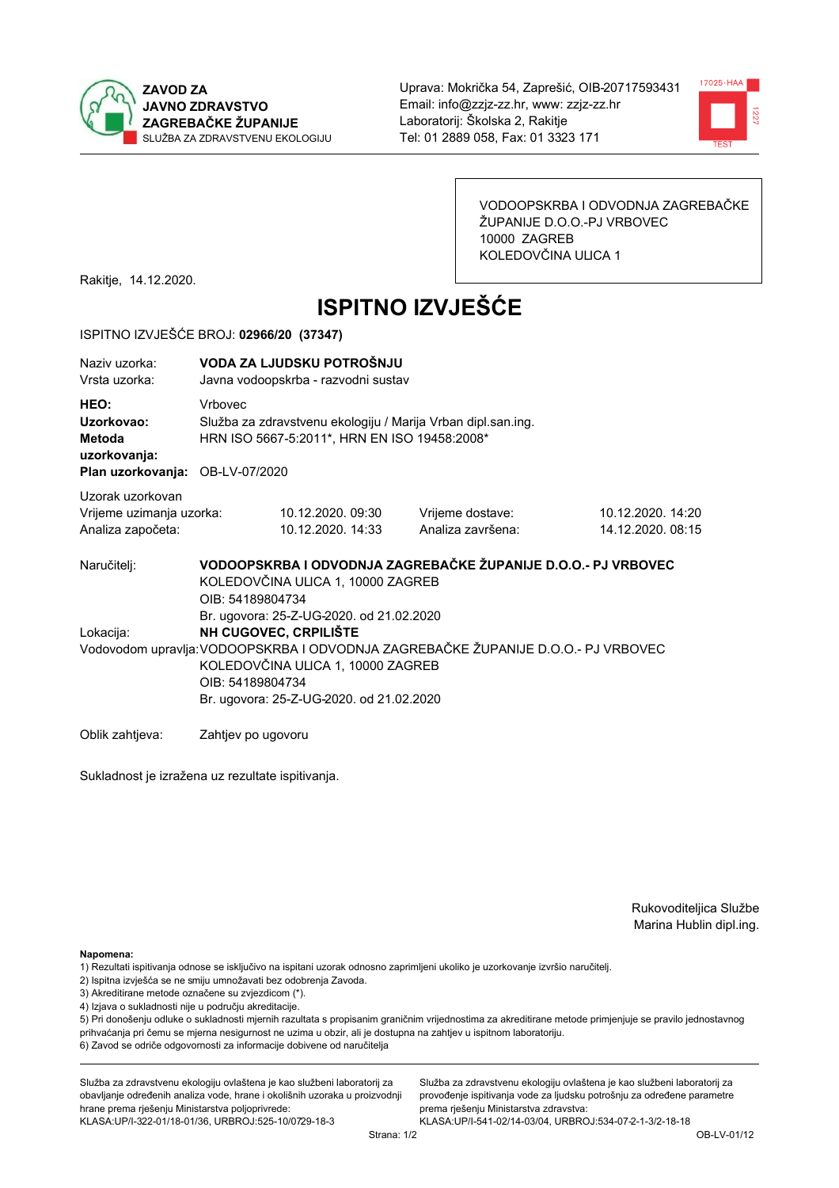ZAVOD ZA JAVNO ZDRAVSTVO ZAGREBAČKE ŽUPANIJE
SLUŽBA ZA ZDRAVSTVENU EKOLOGIJU

Uprava: Mokrička 54, Zaprešić, OIB-20717593431
Email: info@zzjz-zz.hr, www: zzjz-zz.hr
Laboratorij: Školska 2, Rakitje
Tel: 01 2889 058, Fax: 01 3323 171

VODOOPSKRBA I ODVODNJA ZAGREBAČKE ŽUPANIJE D.O.O.-PJ VRBOVEC
10000 ZAGREB
KOLEDOVČINA ULICA 1

Rakitje, 14.12.2020.

# ISPITNO IZVJEŠĆE

ISPITNO IZVJEŠĆE BROJ: **02966/20 (37347)**

Naziv uzorka: **VODA ZA LJUDSKU POTROŠNJU**
Vrsta uzorka: Javna vodoopskrba - razvodni sustav

**HEO:** Vrbovec
**Uzorkovao:** Služba za zdravstvenu ekologiju / Marija Vrban dipl.san.ing.
**Metoda uzorkovanja:** HRN ISO 5667-5:2011*, HRN EN ISO 19458:2008*
**Plan uzorkovanja:** OB-LV-07/2020

Uzorak uzorkovan

| | | | |
|---|---|---|---|
| Vrijeme uzimanja uzorka: | 10.12.2020. 09:30 | Vrijeme dostave: | 10.12.2020. 14:20 |
| Analiza započeta: | 10.12.2020. 14:33 | Analiza završena: | 14.12.2020. 08:15 |

Naručitelj: **VODOOPSKRBA I ODVODNJA ZAGREBAČKE ŽUPANIJE D.O.O.- PJ VRBOVEC**
KOLEDOVČINA ULICA 1, 10000 ZAGREB
OIB: 54189804734
Br. ugovora: 25-Z-UG-2020. od 21.02.2020

Lokacija: **NH CUGOVEC, CRPILIŠTE**

Vodovodom upravlja: VODOOPSKRBA I ODVODNJA ZAGREBAČKE ŽUPANIJE D.O.O.- PJ VRBOVEC
KOLEDOVČINA ULICA 1, 10000 ZAGREB
OIB: 54189804734
Br. ugovora: 25-Z-UG-2020. od 21.02.2020

Oblik zahtjeva: Zahtjev po ugovoru

Sukladnost je izražena uz rezultate ispitivanja.

Rukoviteljica Službe
Marina Hublin dipl.ing.

**Napomena:**
1) Rezultati ispitivanja odnose se isključivo na ispitani uzorak odnosno zaprimljeni ukoliko je uzorkovanje izvršio naručitelj.
2) Ispitna izvješća se ne smiju umnožavati bez odobrenja Zavoda.
3) Akreditirane metode označene su zvjezdicom (*).
4) Izjava o sukladnosti nije u području akreditacije.
5) Pri donošenju odluke o sukladnosti mjernih razultata s propisanim graničnim vrijednostima za akreditirane metode primjenjuje se pravilo jednostavnog prihvaćanja pri čemu se mjerna nesigurnost ne uzima u obzir, ali je dostupna na zahtjev u ispitnom laboratoriju.
6) Zavod se odriče odgovornosti za informacije dobivene od naručitelja

Služba za zdravstvenu ekologiju ovlaštena je kao službeni laboratorij za obavljanje određenih analiza vode, hrane i okolišnih uzoraka u proizvodnji hrane prema rješenju Ministarstva poljoprivrede:
KLASA:UP/I-322-01/18-01/36, URBROJ:525-10/0729-18-3

Služba za zdravstvenu ekologiju ovlaštena je kao službeni laboratorij za provođenje ispitivanja vode za ljudsku potrošnju za određene parametre prema rješenju Ministarstva zdravstva:
KLASA:UP/I-541-02/14-03/04, URBROJ:534-07-2-1-3/2-18-18

OB-LV-01/12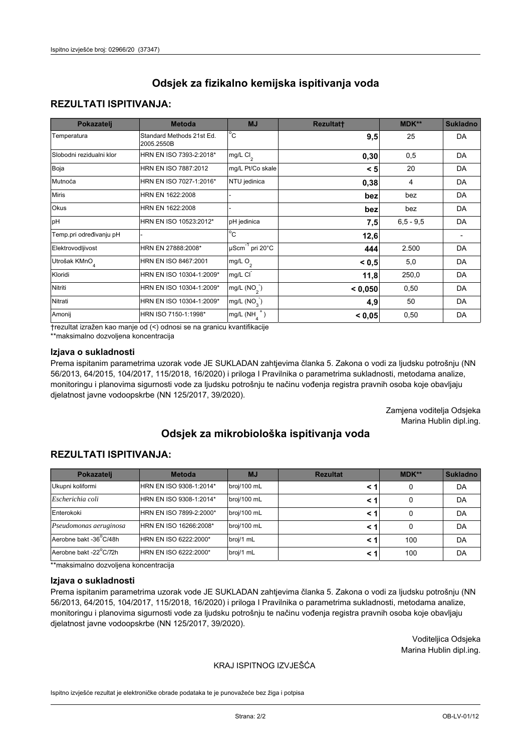# Odsjek za fizikalno kemijska ispitivanja voda

## REZULTATI ISPITIVANJA:

| Pokazatelj | Metoda | MJ | Rezultat† | MDK** | Sukladno |
|---|---|---|---|---|---|
| Temperatura | Standard Methods 21st Ed. 2005.2550B | °C | **9,5** | 25 | DA |
| Slobodni rezidualni klor | HRN EN ISO 7393-2:2018* | mg/L $Cl_2$ | **0,30** | 0,5 | DA |
| Boja | HRN EN ISO 7887:2012 | mg/L Pt/Co skale | **< 5** | 20 | DA |
| Mutnoća | HRN EN ISO 7027-1:2016* | NTU jedinica | **0,38** | 4 | DA |
| Miris | HRN EN 1622:2008 | - | **bez** | bez | DA |
| Okus | HRN EN 1622:2008 | - | **bez** | bez | DA |
| pH | HRN EN ISO 10523:2012* | pH jedinica | **7,5** | 6,5 - 9,5 | DA |
| Temp.pri određivanju pH | - | °C | **12,6** | | - |
| Elektrovodljivost | HRN EN 27888:2008* | $\mu Scm^{-1}$ pri 20°C | **444** | 2.500 | DA |
| Utrošak $KMnO_4$ | HRN EN ISO 8467:2001 | mg/L $O_2$ | **< 0,5** | 5,0 | DA |
| Kloridi | HRN EN ISO 10304-1:2009* | mg/L $Cl^-$ | **11,8** | 250,0 | DA |
| Nitriti | HRN EN ISO 10304-1:2009* | mg/L ($NO_2^-$) | **< 0,050** | 0,50 | DA |
| Nitrati | HRN EN ISO 10304-1:2009* | mg/L ($NO_3^-$) | **4,9** | 50 | DA |
| Amonij | HRN ISO 7150-1:1998* | mg/L ($NH_4^+$) | **< 0,05** | 0,50 | DA |

†rezultat izražen kao manje od (<) odnosi se na granicu kvantifikacije
**maksimalno dozvoljena koncentracija

### Izjava o sukladnosti

Prema ispitanim parametrima uzorak vode JE SUKLADAN zahtjevima članka 5. Zakona o vodi za ljudsku potrošnju (NN 56/2013, 64/2015, 104/2017, 115/2018, 16/2020) i priloga I Pravilnika o parametrima sukladnosti, metodama analize, monitoringu i planovima sigurnosti vode za ljudsku potrošnju te načinu vođenja registra pravnih osoba koje obavljaju djelatnost javne vodoopskrbe (NN 125/2017, 39/2020).

Zamjena voditelja Odsjeka
Marina Hublin dipl.ing.

# Odsjek za mikrobiološka ispitivanja voda

## REZULTATI ISPITIVANJA:

| Pokazatelj | Metoda | MJ | Rezultat | MDK** | Sukladno |
|---|---|---|---|---|---|
| Ukupni koliformi | HRN EN ISO 9308-1:2014* | broj/100 mL | **< 1** | 0 | DA |
| *Escherichia coli* | HRN EN ISO 9308-1:2014* | broj/100 mL | **< 1** | 0 | DA |
| Enterokoki | HRN EN ISO 7899-2:2000* | broj/100 mL | **< 1** | 0 | DA |
| *Pseudomonas aeruginosa* | HRN EN ISO 16266:2008* | broj/100 mL | **< 1** | 0 | DA |
| Aerobne bakt -36°C/48h | HRN EN ISO 6222:2000* | broj/1 mL | **< 1** | 100 | DA |
| Aerobne bakt -22°C/72h | HRN EN ISO 6222:2000* | broj/1 mL | **< 1** | 100 | DA |

**maksimalno dozvoljena koncentracija

### Izjava o sukladnosti

Prema ispitanim parametrima uzorak vode JE SUKLADAN zahtjevima članka 5. Zakona o vodi za ljudsku potrošnju (NN 56/2013, 64/2015, 104/2017, 115/2018, 16/2020) i priloga I Pravilnika o parametrima sukladnosti, metodama analize, monitoringu i planovima sigurnosti vode za ljudsku potrošnju te načinu vođenja registra pravnih osoba koje obavljaju djelatnost javne vodoopskrbe (NN 125/2017, 39/2020).

Voditeljica Odsjeka
Marina Hublin dipl.ing.

KRAJ ISPITNOG IZVJEŠĆA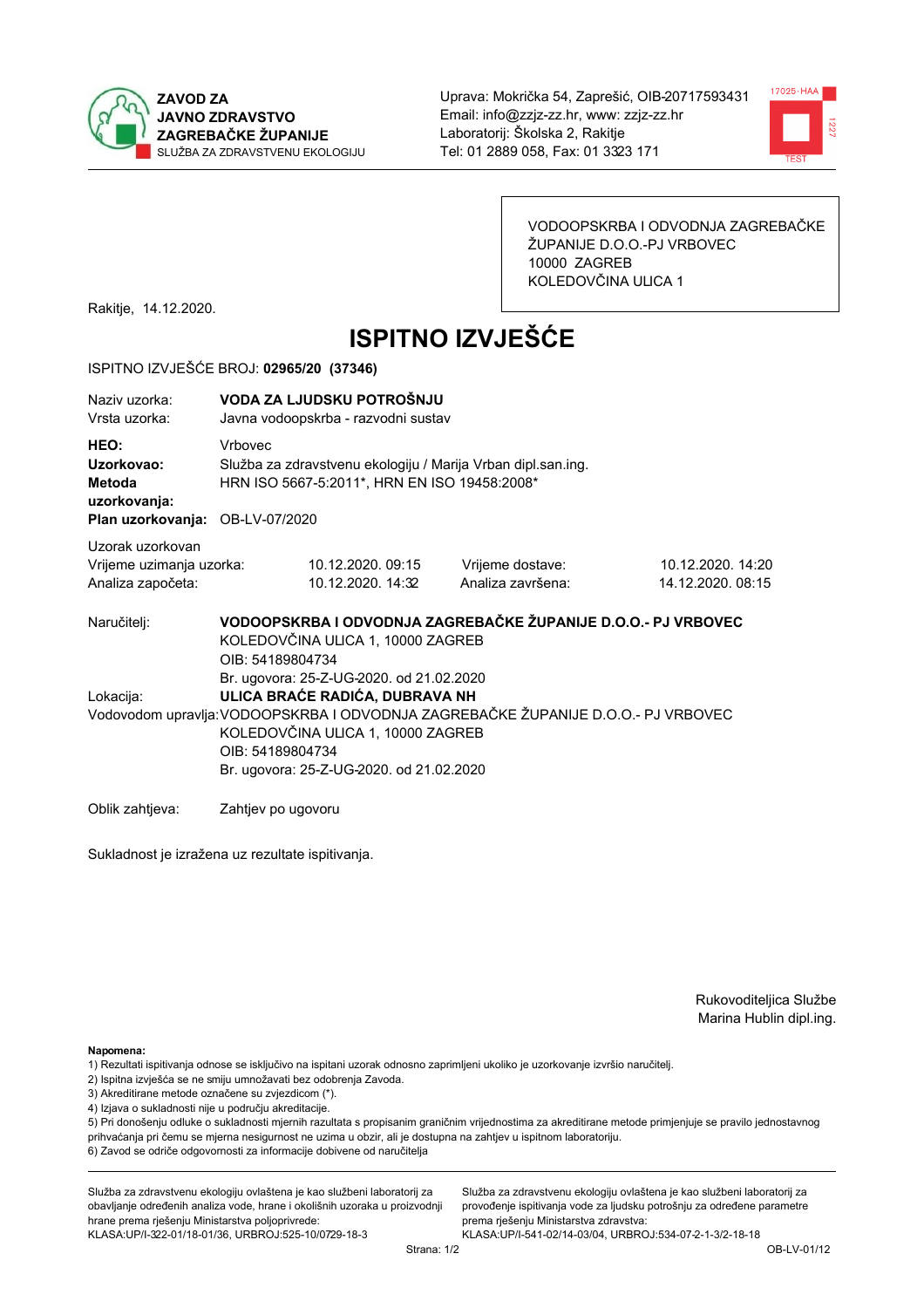ZAVOD ZA JAVNO ZDRAVSTVO ZAGREBAČKE ŽUPANIJE
SLUŽBA ZA ZDRAVSTVENU EKOLOGIJU

Uprava: Mokrička 54, Zaprešić, OIB-20717593431
Email: info@zzjz-zz.hr, www: zzjz-zz.hr
Laboratorij: Školska 2, Rakitje
Tel: 01 2889 058, Fax: 01 3323 171

VODOOPSKRBA I ODVODNJA ZAGREBAČKE ŽUPANIJE D.O.O.-PJ VRBOVEC
10000 ZAGREB
KOLEDOVČINA ULICA 1

Rakitje, 14.12.2020.

# ISPITNO IZVJEŠĆE

ISPITNO IZVJEŠĆE BROJ: **02965/20 (37346)**

Naziv uzorka: **VODA ZA LJUDSKU POTROŠNJU**
Vrsta uzorka: Javna vodoopskrba - razvodni sustav

**HEO:** Vrbovec
**Uzorkovao:** Služba za zdravstvenu ekologiju / Marija Vrban dipl.san.ing.
**Metoda uzorkovanja:** HRN ISO 5667-5:2011*, HRN EN ISO 19458:2008*
**Plan uzorkovanja:** OB-LV-07/2020

Uzorak uzorkovan

| | | | |
|---|---|---|---|
| Vrijeme uzimanja uzorka: | 10.12.2020. 09:15 | Vrijeme dostave: | 10.12.2020. 14:20 |
| Analiza započeta: | 10.12.2020. 14:32 | Analiza završena: | 14.12.2020. 08:15 |

Naručitelj: **VODOOPSKRBA I ODVODNJA ZAGREBAČKE ŽUPANIJE D.O.O.- PJ VRBOVEC**
KOLEDOVČINA ULICA 1, 10000 ZAGREB
OIB: 54189804734
Br. ugovora: 25-Z-UG-2020. od 21.02.2020

Lokacija: **ULICA BRAĆE RADIĆA, DUBRAVA NH**

Vodovodom upravlja: VODOOPSKRBA I ODVODNJA ZAGREBAČKE ŽUPANIJE D.O.O.- PJ VRBOVEC
KOLEDOVČINA ULICA 1, 10000 ZAGREB
OIB: 54189804734
Br. ugovora: 25-Z-UG-2020. od 21.02.2020

Oblik zahtjeva: Zahtjev po ugovoru

Sukladnost je izražena uz rezultate ispitivanja.

Rukovoditeljica Službe
Marina Hublin dipl.ing.

**Napomena:**
1) Rezultati ispitivanja odnose se isključivo na ispitani uzorak odnosno zaprimljeni ukoliko je uzorkovanje izvršio naručitelj.
2) Ispitna izvješća se ne smiju umnožavati bez odobrenja Zavoda.
3) Akreditirane metode označene su zvjezdicom (*).
4) Izjava o sukladnosti nije u području akreditacije.
5) Pri donošenju odluke o sukladnosti mjernih razultata s propisanim graničnim vrijednostima za akreditirane metode primjenjuje se pravilo jednostavnog prihvaćanja pri čemu se mjerna nesigurnost ne uzima u obzir, ali je dostupna na zahtjev u ispitnom laboratoriju.
6) Zavod se odriče odgovornosti za informacije dobivene od naručitelja

Služba za zdravstvenu ekologiju ovlaštena je kao službeni laboratorij za obavljanje određenih analiza vode, hrane i okolišnih uzoraka u proizvodnji hrane prema rješenju Ministarstva poljoprivrede:
KLASA:UP/I-322-01/18-01/36, URBROJ:525-10/0729-18-3

Služba za zdravstvenu ekologiju ovlaštena je kao službeni laboratorij za provođenje ispitivanja vode za ljudsku potrošnju za određene parametre prema rješenju Ministarstva zdravstva:
KLASA:UP/I-541-02/14-03/04, URBROJ:534-07-2-1-3/2-18-18

OB-LV-01/12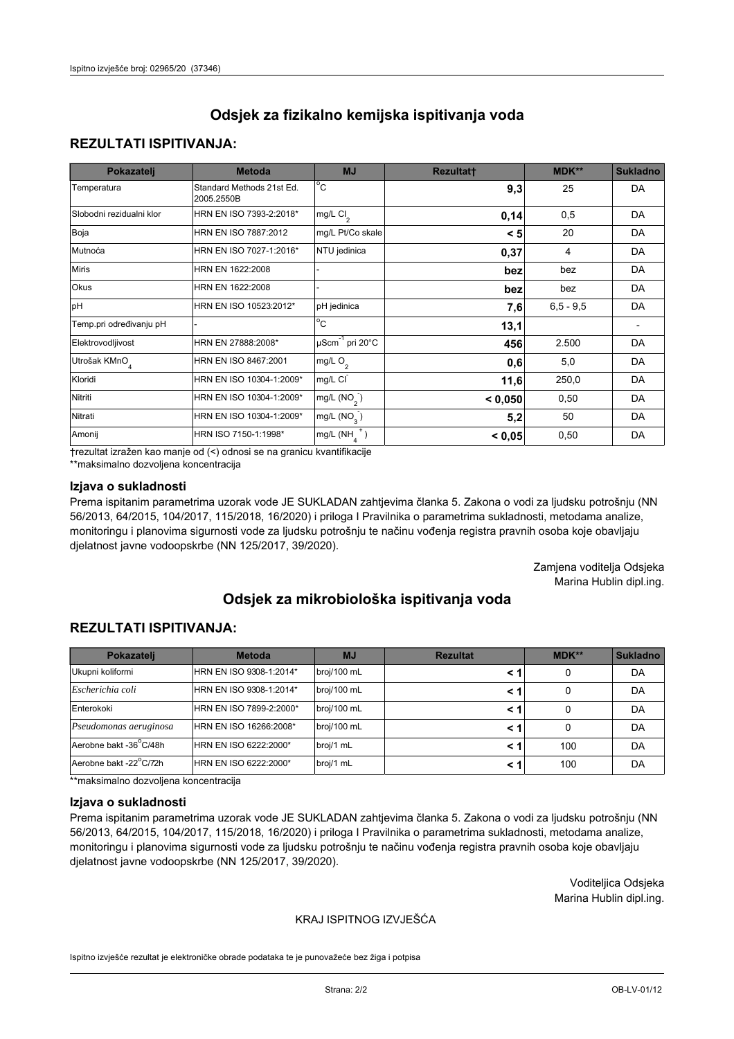# Odsjek za fizikalno kemijska ispitivanja voda

## REZULTATI ISPITIVANJA:

| Pokazatelj | Metoda | MJ | Rezultat† | MDK** | Sukladno |
|---|---|---|---|---|---|
| Temperatura | Standard Methods 21st Ed. 2005.2550B | °C | **9,3** | 25 | DA |
| Slobodni rezidualni klor | HRN EN ISO 7393-2:2018* | mg/L $Cl_2$ | **0,14** | 0,5 | DA |
| Boja | HRN EN ISO 7887:2012 | mg/L Pt/Co skale | **< 5** | 20 | DA |
| Mutnoća | HRN EN ISO 7027-1:2016* | NTU jedinica | **0,37** | 4 | DA |
| Miris | HRN EN 1622:2008 | - | **bez** | bez | DA |
| Okus | HRN EN 1622:2008 | - | **bez** | bez | DA |
| pH | HRN EN ISO 10523:2012* | pH jedinica | **7,6** | 6,5 - 9,5 | DA |
| Temp.pri određivanju pH | - | °C | **13,1** | | - |
| Elektrovodljivost | HRN EN 27888:2008* | $\mu Scm^{-1}$ pri 20°C | **456** | 2.500 | DA |
| Utrošak $KMnO_4$ | HRN EN ISO 8467:2001 | mg/L $O_2$ | **0,6** | 5,0 | DA |
| Kloridi | HRN EN ISO 10304-1:2009* | mg/L $Cl^-$ | **11,6** | 250,0 | DA |
| Nitriti | HRN EN ISO 10304-1:2009* | mg/L $(NO_2^-)$ | **< 0,050** | 0,50 | DA |
| Nitrati | HRN EN ISO 10304-1:2009* | mg/L $(NO_3^-)$ | **5,2** | 50 | DA |
| Amonij | HRN ISO 7150-1:1998* | mg/L $(NH_4^+)$ | **< 0,05** | 0,50 | DA |

†rezultat izražen kao manje od (<) odnosi se na granicu kvantifikacije
**maksimalno dozvoljena koncentracija

### Izjava o sukladnosti

Prema ispitanim parametrima uzorak vode JE SUKLADAN zahtjevima članka 5. Zakona o vodi za ljudsku potrošnju (NN 56/2013, 64/2015, 104/2017, 115/2018, 16/2020) i priloga I Pravilnika o parametrima sukladnosti, metodama analize, monitoringu i planovima sigurnosti vode za ljudsku potrošnju te načinu vođenja registra pravnih osoba koje obavljaju djelatnost javne vodoopskrbe (NN 125/2017, 39/2020).

Zamjena voditelja Odsjeka
Marina Hublin dipl.ing.

# Odsjek za mikrobiološka ispitivanja voda

## REZULTATI ISPITIVANJA:

| Pokazatelj | Metoda | MJ | Rezultat | MDK** | Sukladno |
|---|---|---|---|---|---|
| Ukupni koliformi | HRN EN ISO 9308-1:2014* | broj/100 mL | **< 1** | 0 | DA |
| *Escherichia coli* | HRN EN ISO 9308-1:2014* | broj/100 mL | **< 1** | 0 | DA |
| Enterokoki | HRN EN ISO 7899-2:2000* | broj/100 mL | **< 1** | 0 | DA |
| *Pseudomonas aeruginosa* | HRN EN ISO 16266:2008* | broj/100 mL | **< 1** | 0 | DA |
| Aerobne bakt -36°C/48h | HRN EN ISO 6222:2000* | broj/1 mL | **< 1** | 100 | DA |
| Aerobne bakt -22°C/72h | HRN EN ISO 6222:2000* | broj/1 mL | **< 1** | 100 | DA |

**maksimalno dozvoljena koncentracija

### Izjava o sukladnosti

Prema ispitanim parametrima uzorak vode JE SUKLADAN zahtjevima članka 5. Zakona o vodi za ljudsku potrošnju (NN 56/2013, 64/2015, 104/2017, 115/2018, 16/2020) i priloga I Pravilnika o parametrima sukladnosti, metodama analize, monitoringu i planovima sigurnosti vode za ljudsku potrošnju te načinu vođenja registra pravnih osoba koje obavljaju djelatnost javne vodoopskrbe (NN 125/2017, 39/2020).

Voditeljica Odsjeka
Marina Hublin dipl.ing.

KRAJ ISPITNOG IZVJEŠĆA

Ispitno izvješće rezultat je elektroničke obrade podataka te je punovažeće bez žiga i potpisa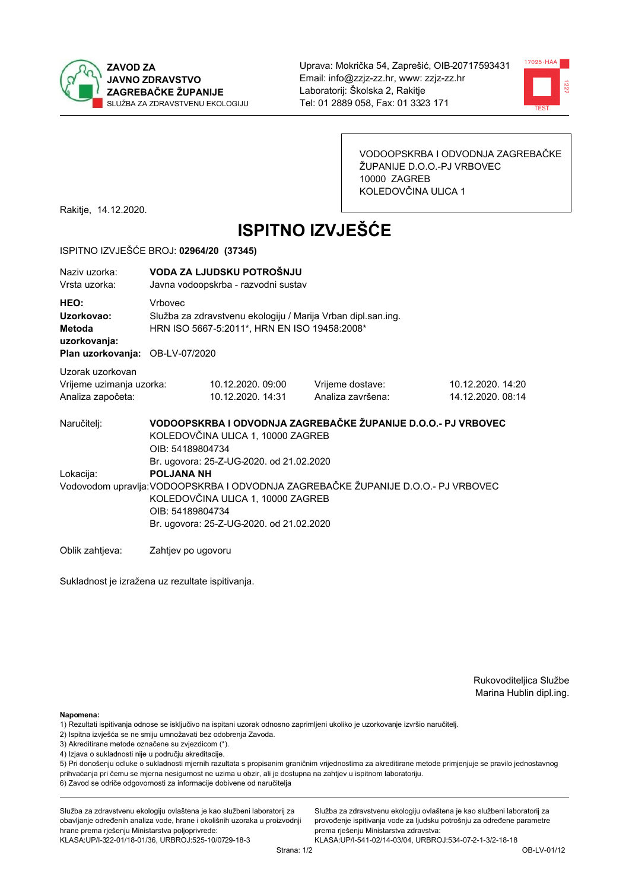**ZAVOD ZA JAVNO ZDRAVSTVO ZAGREBAČKE ŽUPANIJE**
SLUŽBA ZA ZDRAVSTVENU EKOLOGIJU

Uprava: Mokrička 54, Zaprešić, OIB-20717593431
Email: info@zzjz-zz.hr, www: zzjz-zz.hr
Laboratorij: Školska 2, Rakitje
Tel: 01 2889 058, Fax: 01 3323 171

VODOOPSKRBA I ODVODNJA ZAGREBAČKE ŽUPANIJE D.O.O.-PJ VRBOVEC
10000 ZAGREB
KOLEDOVČINA ULICA 1

Rakitje, 14.12.2020.

# ISPITNO IZVJEŠĆE

ISPITNO IZVJEŠĆE BROJ: **02964/20 (37345)**

Naziv uzorka: **VODA ZA LJUDSKU POTROŠNJU**
Vrsta uzorka: Javna vodoopskrba - razvodni sustav

**HEO:** Vrbovec
**Uzorkovao:** Služba za zdravstvenu ekologiju / Marija Vrban dipl.san.ing.
**Metoda uzorkovanja:** HRN ISO 5667-5:2011*, HRN EN ISO 19458:2008*
**Plan uzorkovanja:** OB-LV-07/2020

Uzorak uzorkovan

| Vrijeme uzimanja uzorka: | 10.12.2020. 09:00 | Vrijeme dostave: | 10.12.2020. 14:20 |
|---|---|---|---|
| Analiza započeta: | 10.12.2020. 14:31 | Analiza završena: | 14.12.2020. 08:14 |

Naručitelj: **VODOOPSKRBA I ODVODNJA ZAGREBAČKE ŽUPANIJE D.O.O.- PJ VRBOVEC**
KOLEDOVČINA ULICA 1, 10000 ZAGREB
OIB: 54189804734
Br. ugovora: 25-Z-UG-2020. od 21.02.2020

Lokacija: **POLJANA NH**

Vodovodom upravlja: VODOOPSKRBA I ODVODNJA ZAGREBAČKE ŽUPANIJE D.O.O.- PJ VRBOVEC
KOLEDOVČINA ULICA 1, 10000 ZAGREB
OIB: 54189804734
Br. ugovora: 25-Z-UG-2020. od 21.02.2020

Oblik zahtjeva: Zahtjev po ugovoru

Sukladnost je izražena uz rezultate ispitivanja.

Rukovoditeljica Službe
Marina Hublin dipl.ing.

**Napomena:**
1) Rezultati ispitivanja odnose se isključivo na ispitani uzorak odnosno zaprimljeni ukoliko je uzorkovanje izvršio naručitelj.
2) Ispitna izvješća se ne smiju umnožavati bez odobrenja Zavoda.
3) Akreditirane metode označene su zvjezdicom (*).
4) Izjava o sukladnosti nije u području akreditacije.
5) Pri donošenju odluke o sukladnosti mjernih razultata s propisanim graničnim vrijednostima za akreditirane metode primjenjuje se pravilo jednostavnog prihvaćanja pri čemu se mjerna nesigurnost ne uzima u obzir, ali je dostupna na zahtjev u ispitnom laboratoriju.
6) Zavod se odriče odgovornosti za informacije dobivene od naručitelja

Služba za zdravstvenu ekologiju ovlaštena je kao službeni laboratorij za obavljanje određenih analiza vode, hrane i okolišnih uzoraka u proizvodnji hrane prema rješenju Ministarstva poljoprivrede:
KLASA:UP/I-322-01/18-01/36, URBROJ:525-10/0729-18-3

Služba za zdravstvenu ekologiju ovlaštena je kao službeni laboratorij za provođenje ispitivanja vode za ljudsku potrošnju za određene parametre prema rješenju Ministarstva zdravstva:
KLASA:UP/I-541-02/14-03/04, URBROJ:534-07-2-1-3/2-18-18

OB-LV-01/12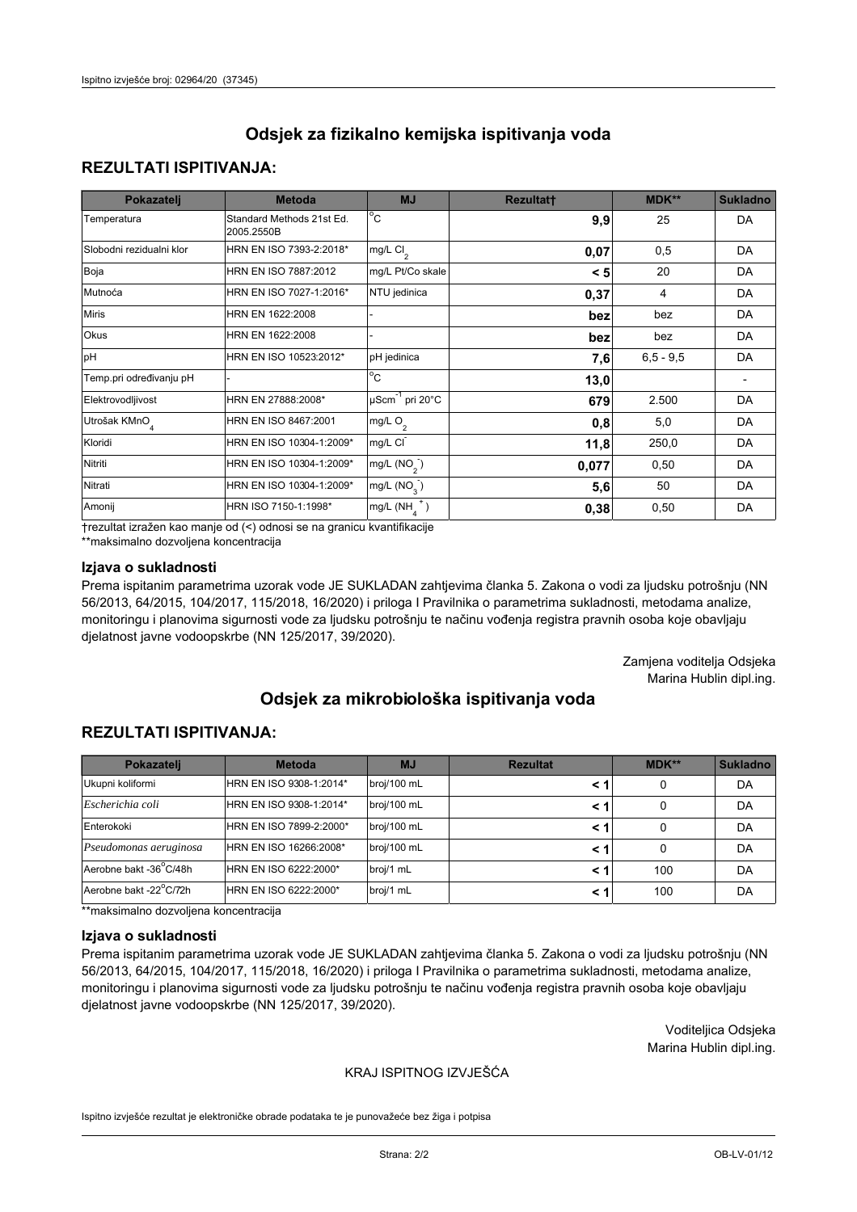# Odsjek za fizikalno kemijska ispitivanja voda

## REZULTATI ISPITIVANJA:

| Pokazatelj | Metoda | MJ | Rezultat† | MDK** | Sukladno |
|---|---|---|---|---|---|
| Temperatura | Standard Methods 21st Ed. 2005.2550B | °C | **9,9** | 25 | DA |
| Slobodni rezidualni klor | HRN EN ISO 7393-2:2018* | mg/L $Cl_2$ | **0,07** | 0,5 | DA |
| Boja | HRN EN ISO 7887:2012 | mg/L Pt/Co skale | **< 5** | 20 | DA |
| Mutnoća | HRN EN ISO 7027-1:2016* | NTU jedinica | **0,37** | 4 | DA |
| Miris | HRN EN 1622:2008 | - | **bez** | bez | DA |
| Okus | HRN EN 1622:2008 | - | **bez** | bez | DA |
| pH | HRN EN ISO 10523:2012* | pH jedinica | **7,6** | 6,5 - 9,5 | DA |
| Temp.pri određivanju pH | - | °C | **13,0** | | - |
| Elektrovodljivost | HRN EN 27888:2008* | $\mu Scm^{-1}$ pri 20°C | **679** | 2.500 | DA |
| Utrošak $KMnO_4$ | HRN EN ISO 8467:2001 | mg/L $O_2$ | **0,8** | 5,0 | DA |
| Kloridi | HRN EN ISO 10304-1:2009* | mg/L $Cl^-$ | **11,8** | 250,0 | DA |
| Nitriti | HRN EN ISO 10304-1:2009* | mg/L ($NO_2^-$) | **0,077** | 0,50 | DA |
| Nitrati | HRN EN ISO 10304-1:2009* | mg/L ($NO_3^-$) | **5,6** | 50 | DA |
| Amonij | HRN ISO 7150-1:1998* | mg/L ($NH_4^+$) | **0,38** | 0,50 | DA |

†rezultat izražen kao manje od (<) odnosi se na granicu kvantifikacije

**maksimalno dozvoljena koncentracija

### Izjava o sukladnosti

Prema ispitanim parametrima uzorak vode JE SUKLADAN zahtjevima članka 5. Zakona o vodi za ljudsku potrošnju (NN 56/2013, 64/2015, 104/2017, 115/2018, 16/2020) i priloga I Pravilnika o parametrima sukladnosti, metodama analize, monitoringu i planovima sigurnosti vode za ljudsku potrošnju te načinu vođenja registra pravnih osoba koje obavljaju djelatnost javne vodoopskrbe (NN 125/2017, 39/2020).

Zamjena voditelja Odsjeka
Marina Hublin dipl.ing.

# Odsjek za mikrobiološka ispitivanja voda

## REZULTATI ISPITIVANJA:

| Pokazatelj | Metoda | MJ | Rezultat | MDK** | Sukladno |
|---|---|---|---|---|---|
| Ukupni koliformi | HRN EN ISO 9308-1:2014* | broj/100 mL | **< 1** | 0 | DA |
| *Escherichia coli* | HRN EN ISO 9308-1:2014* | broj/100 mL | **< 1** | 0 | DA |
| Enterokoki | HRN EN ISO 7899-2:2000* | broj/100 mL | **< 1** | 0 | DA |
| *Pseudomonas aeruginosa* | HRN EN 16266:2008* | broj/100 mL | **< 1** | 0 | DA |
| Aerobne bakt -36°C/48h | HRN EN ISO 6222:2000* | broj/1 mL | **< 1** | 100 | DA |
| Aerobne bakt -22°C/72h | HRN EN ISO 6222:2000* | broj/1 mL | **< 1** | 100 | DA |

**maksimalno dozvoljena koncentracija

### Izjava o sukladnosti

Prema ispitanim parametrima uzorak vode JE SUKLADAN zahtjevima članka 5. Zakona o vodi za ljudsku potrošnju (NN 56/2013, 64/2015, 104/2017, 115/2018, 16/2020) i priloga I Pravilnika o parametrima sukladnosti, metodama analize, monitoringu i planovima sigurnosti vode za ljudsku potrošnju te načinu vođenja registra pravnih osoba koje obavljaju djelatnost javne vodoopskrbe (NN 125/2017, 39/2020).

Voditeljica Odsjeka
Marina Hublin dipl.ing.

KRAJ ISPITNOG IZVJEŠĆA

Ispitno izvješće rezultat je elektroničke obrade podataka te je punovažeće bez žiga i potpisa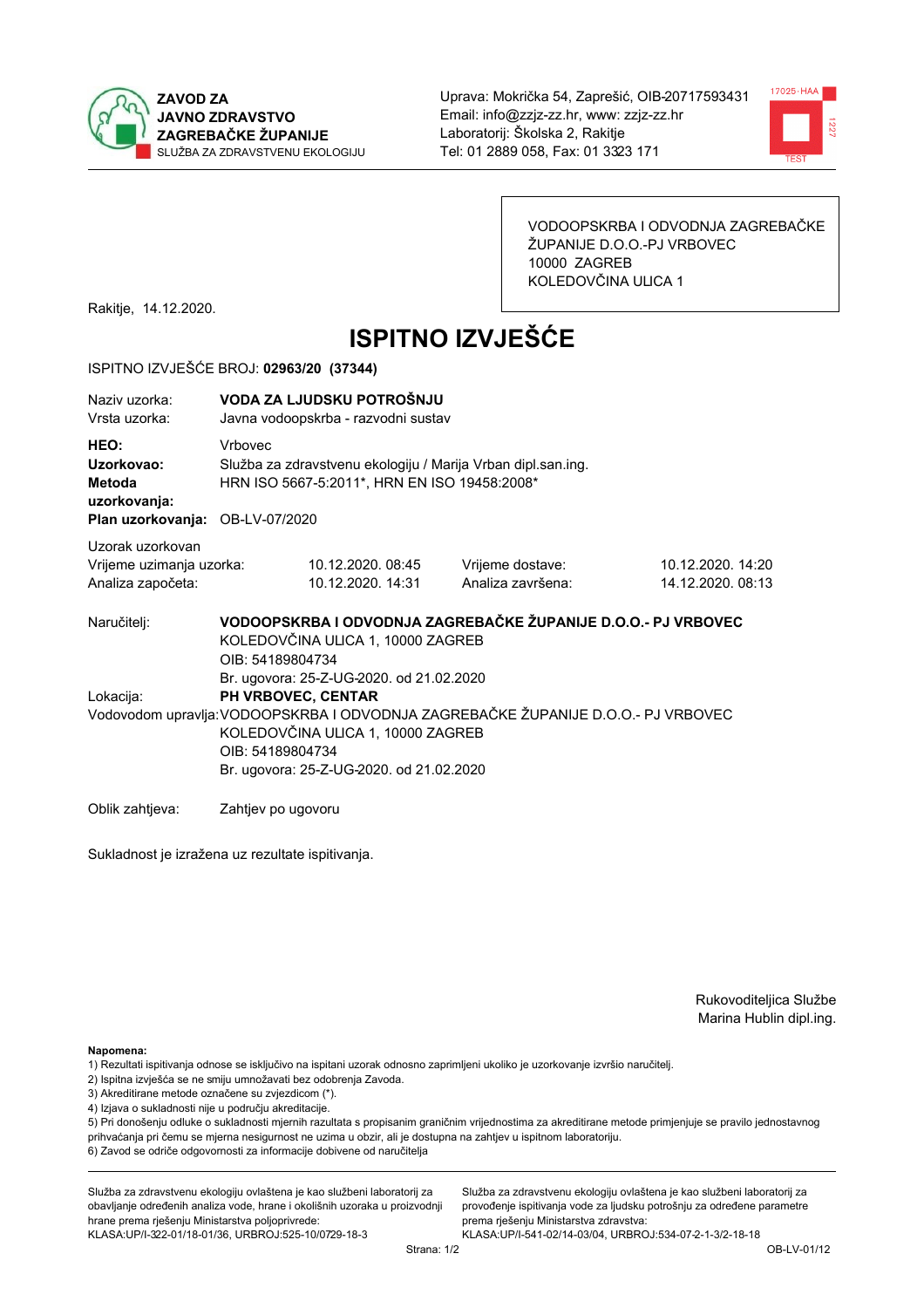ZAVOD ZA JAVNO ZDRAVSTVO ZAGREBAČKE ŽUPANIJE
SLUŽBA ZA ZDRAVSTVENU EKOLOGIJU

Uprava: Mokrička 54, Zaprešić, OIB-20717593431
Email: info@zzjz-zz.hr, www: zzjz-zz.hr
Laboratorij: Školska 2, Rakitje
Tel: 01 2889 058, Fax: 01 3323 171

VODOOPSKRBA I ODVODNJA ZAGREBAČKE ŽUPANIJE D.O.O.-PJ VRBOVEC
10000 ZAGREB
KOLEDOVČINA ULICA 1

Rakitje, 14.12.2020.

# ISPITNO IZVJEŠĆE

ISPITNO IZVJEŠĆE BROJ: **02963/20 (37344)**

Naziv uzorka: **VODA ZA LJUDSKU POTROŠNJU**
Vrsta uzorka: Javna vodoopskrba - razvodni sustav

**HEO:** Vrbovec
**Uzorkovao:** Služba za zdravstvenu ekologiju / Marija Vrban dipl.san.ing.
**Metoda uzorkovanja:** HRN ISO 5667-5:2011*, HRN EN ISO 19458:2008*
**Plan uzorkovanja:** OB-LV-07/2020

Uzorak uzorkovan

| | | | |
|---|---|---|---|
| Vrijeme uzimanja uzorka: | 10.12.2020. 08:45 | Vrijeme dostave: | 10.12.2020. 14:20 |
| Analiza započeta: | 10.12.2020. 14:31 | Analiza završena: | 14.12.2020. 08:13 |

Naručitelj: **VODOOPSKRBA I ODVODNJA ZAGREBAČKE ŽUPANIJE D.O.O.- PJ VRBOVEC**
KOLEDOVČINA ULICA 1, 10000 ZAGREB
OIB: 54189804734
Br. ugovora: 25-Z-UG-2020. od 21.02.2020

Lokacija: **PH VRBOVEC, CENTAR**

Vodovodom upravlja: VODOOPSKRBA I ODVODNJA ZAGREBAČKE ŽUPANIJE D.O.O.- PJ VRBOVEC
KOLEDOVČINA ULICA 1, 10000 ZAGREB
OIB: 54189804734
Br. ugovora: 25-Z-UG-2020. od 21.02.2020

Oblik zahtjeva: Zahtjev po ugovoru

Sukladnost je izražena uz rezultate ispitivanja.

Rukoviteljica Službe
Marina Hublin dipl.ing.

**Napomena:**
1) Rezultati ispitivanja odnose se isključivo na ispitani uzorak odnosno zaprimljeni ukoliko je uzorkovanje izvršio naručitelj.
2) Ispitna izvješća se ne smiju umnožavati bez odobrenja Zavoda.
3) Akreditirane metode označene su zvjezdicom (*).
4) Izjava o sukladnosti nije u području akreditacije.
5) Pri donošenju odluke o sukladnosti mjernih razultata s propisanim graničnim vrijednostima za akreditirane metode primjenjuje se pravilo jednostavnog prihvaćanja pri čemu se mjerna nesigurnost ne uzima u obzir, ali je dostupna na zahtjev u ispitnom laboratoriju.
6) Zavod se odriče odgovornosti za informacije dobivene od naručitelja

Služba za zdravstvenu ekologiju ovlaštena je kao službeni laboratorij za obavljanje određenih analiza vode, hrane i okolišnih uzoraka u proizvodnji hrane prema rješenju Ministarstva poljoprivrede:
KLASA:UP/I-322-01/18-01/36, URBROJ:525-10/0729-18-3

Služba za zdravstvenu ekologiju ovlaštena je kao službeni laboratorij za provođenje ispitivanja vode za ljudsku potrošnju za određene parametre prema rješenju Ministarstva zdravstva:
KLASA:UP/I-541-02/14-03/04, URBROJ:534-07-2-1-3/2-18-18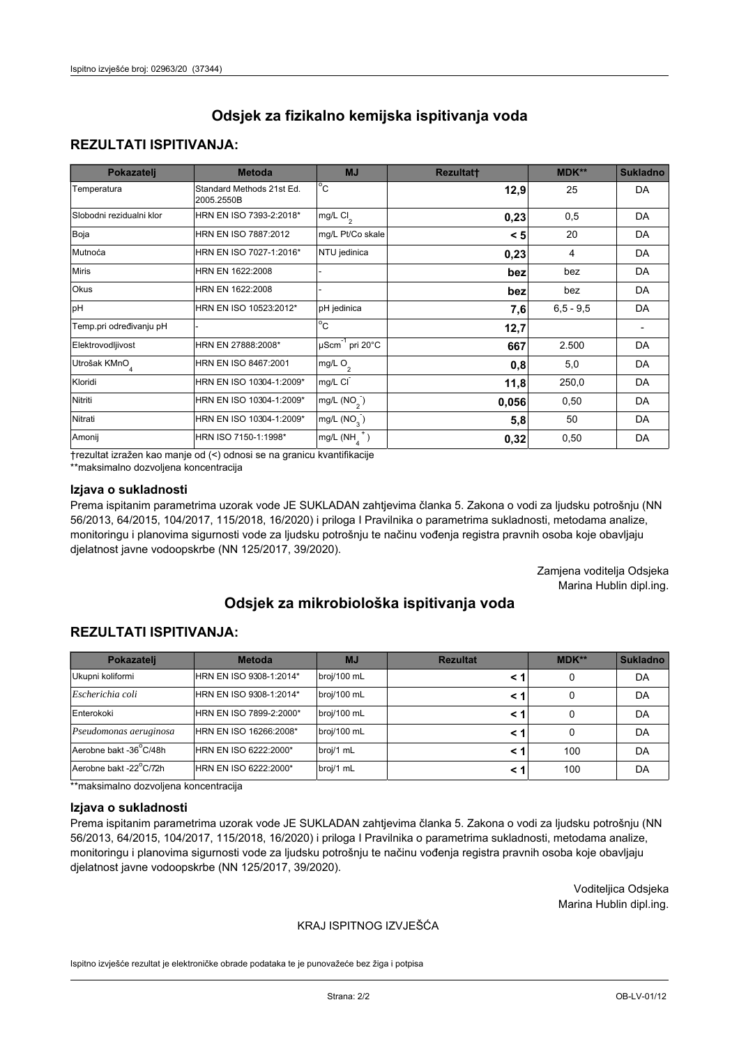# Odsjek za fizikalno kemijska ispitivanja voda

## REZULTATI ISPITIVANJA:

| Pokazatelj | Metoda | MJ | Rezultat† | MDK** | Sukladno |
|---|---|---|---|---|---|
| Temperatura | Standard Methods 21st Ed. 2005.2550B | °C | **12,9** | 25 | DA |
| Slobodni rezidualni klor | HRN EN ISO 7393-2:2018* | mg/L $Cl_2$ | **0,23** | 0,5 | DA |
| Boja | HRN EN ISO 7887:2012 | mg/L Pt/Co skale | **< 5** | 20 | DA |
| Mutnoća | HRN EN ISO 7027-1:2016* | NTU jedinica | **0,23** | 4 | DA |
| Miris | HRN EN 1622:2008 | - | **bez** | bez | DA |
| Okus | HRN EN 1622:2008 | - | **bez** | bez | DA |
| pH | HRN EN ISO 10523:2012* | pH jedinica | **7,6** | 6,5 - 9,5 | DA |
| Temp.pri određivanju pH | - | °C | **12,7** | | - |
| Elektrovodljivost | HRN EN 27888:2008* | $\mu Scm^{-1}$ pri 20°C | **667** | 2.500 | DA |
| Utrošak $KMnO_4$ | HRN EN ISO 8467:2001 | mg/L $O_2$ | **0,8** | 5,0 | DA |
| Kloridi | HRN EN ISO 10304-1:2009* | mg/L $Cl^-$ | **11,8** | 250,0 | DA |
| Nitriti | HRN EN ISO 10304-1:2009* | mg/L ($NO_2^-$) | **0,056** | 0,50 | DA |
| Nitrati | HRN EN ISO 10304-1:2009* | mg/L ($NO_3^-$) | **5,8** | 50 | DA |
| Amonij | HRN ISO 7150-1:1998* | mg/L ($NH_4^+$) | **0,32** | 0,50 | DA |

†rezultat izražen kao manje od (<) odnosi se na granicu kvantifikacije

**maksimalno dozvoljena koncentracija

### Izjava o sukladnosti

Prema ispitanim parametrima uzorak vode JE SUKLADAN zahtjevima članka 5. Zakona o vodi za ljudsku potrošnju (NN 56/2013, 64/2015, 104/2017, 115/2018, 16/2020) i priloga I Pravilnika o parametrima sukladnosti, metodama analize, monitoringu i planovima sigurnosti vode za ljudsku potrošnju te načinu vođenja registra pravnih osoba koje obavljaju djelatnost javne vodoopskrbe (NN 125/2017, 39/2020).

Zamjena voditelja Odsjeka
Marina Hublin dipl.ing.

# Odsjek za mikrobiološka ispitivanja voda

## REZULTATI ISPITIVANJA:

| Pokazatelj | Metoda | MJ | Rezultat | MDK** | Sukladno |
|---|---|---|---|---|---|
| Ukupni koliformi | HRN EN ISO 9308-1:2014* | broj/100 mL | **< 1** | 0 | DA |
| *Escherichia coli* | HRN EN ISO 9308-1:2014* | broj/100 mL | **< 1** | 0 | DA |
| Enterokoki | HRN EN ISO 7899-2:2000* | broj/100 mL | **< 1** | 0 | DA |
| *Pseudomonas aeruginosa* | HRN EN ISO 16266:2008* | broj/100 mL | **< 1** | 0 | DA |
| Aerobne bakt -36°C/48h | HRN EN ISO 6222:2000* | broj/1 mL | **< 1** | 100 | DA |
| Aerobne bakt -22°C/72h | HRN EN ISO 6222:2000* | broj/1 mL | **< 1** | 100 | DA |

**maksimalno dozvoljena koncentracija

### Izjava o sukladnosti

Prema ispitanim parametrima uzorak vode JE SUKLADAN zahtjevima članka 5. Zakona o vodi za ljudsku potrošnju (NN 56/2013, 64/2015, 104/2017, 115/2018, 16/2020) i priloga I Pravilnika o parametrima sukladnosti, metodama analize, monitoringu i planovima sigurnosti vode za ljudsku potrošnju te načinu vođenja registra pravnih osoba koje obavljaju djelatnost javne vodoopskrbe (NN 125/2017, 39/2020).

Voditeljica Odsjeka
Marina Hublin dipl.ing.

KRAJ ISPITNOG IZVJEŠĆA

Ispitno izvješće rezultat je elektroničke obrade podataka te je punovažeće bez žiga i potpisa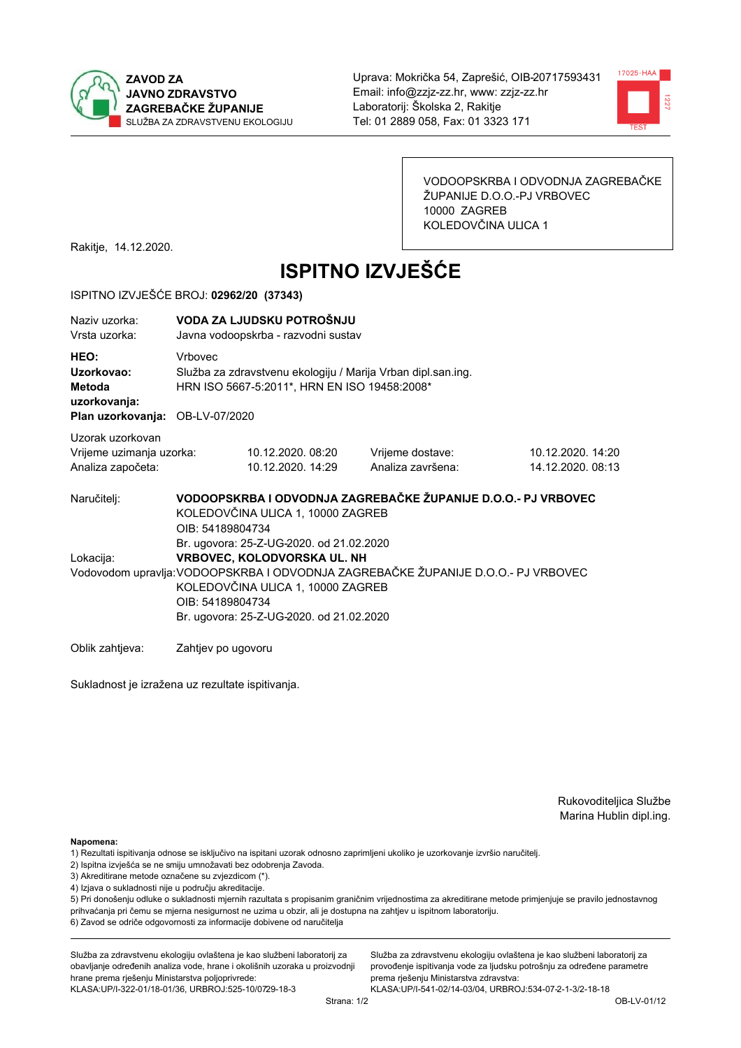**ZAVOD ZA JAVNO ZDRAVSTVO ZAGREBAČKE ŽUPANIJE**
SLUŽBA ZA ZDRAVSTVENU EKOLOGIJU

Uprava: Mokrička 54, Zaprešić, OIB-20717593431
Email: info@zzjz-zz.hr, www: zzjz-zz.hr
Laboratorij: Školska 2, Rakitje
Tel: 01 2889 058, Fax: 01 3323 171

VODOOPSKRBA I ODVODNJA ZAGREBAČKE ŽUPANIJE D.O.O.-PJ VRBOVEC
10000 ZAGREB
KOLEDOVČINA ULICA 1

Rakitje, 14.12.2020.

# ISPITNO IZVJEŠĆE

ISPITNO IZVJEŠĆE BROJ: **02962/20 (37343)**

Naziv uzorka: **VODA ZA LJUDSKU POTROŠNJU**
Vrsta uzorka: Javna vodoopskrba - razvodni sustav

**HEO:** Vrbovec
**Uzorkovao:** Služba za zdravstvenu ekologiju / Marija Vrban dipl.san.ing.
**Metoda uzorkovanja:** HRN ISO 5667-5:2011*, HRN EN ISO 19458:2008*
**Plan uzorkovanja:** OB-LV-07/2020

Uzorak uzorkovan

| | | | |
|---|---|---|---|
| Vrijeme uzimanja uzorka: | 10.12.2020. 08:20 | Vrijeme dostave: | 10.12.2020. 14:20 |
| Analiza započeta: | 10.12.2020. 14:29 | Analiza završena: | 14.12.2020. 08:13 |

Naručitelj: **VODOOPSKRBA I ODVODNJA ZAGREBAČKE ŽUPANIJE D.O.O.- PJ VRBOVEC**
KOLEDOVČINA ULICA 1, 10000 ZAGREB
OIB: 54189804734
Br. ugovora: 25-Z-UG-2020. od 21.02.2020

Lokacija: **VRBOVEC, KOLODVORSKA UL. NH**

Vodovodom upravlja: VODOOPSKRBA I ODVODNJA ZAGREBAČKE ŽUPANIJE D.O.O.- PJ VRBOVEC
KOLEDOVČINA ULICA 1, 10000 ZAGREB
OIB: 54189804734
Br. ugovora: 25-Z-UG-2020. od 21.02.2020

Oblik zahtjeva: Zahtjev po ugovoru

Sukladnost je izražena uz rezultate ispitivanja.

Rukovoditeljica Službe
Marina Hublin dipl.ing.

**Napomena:**
1) Rezultati ispitivanja odnose se isključivo na ispitani uzorak odnosno zaprimljeni ukoliko je uzorkovanje izvršio naručitelj.
2) Ispitna izvješća se ne smiju umnožavati bez odobrenja Zavoda.
3) Akreditirane metode označene su zvjezdicom (*).
4) Izjava o sukladnosti nije u području akreditacije.
5) Pri donošenju odluke o sukladnosti mjernih rezultata s propisanim graničnim vrijednostima za akreditirane metode primjenjuje se pravilo jednostavnog prihvaćanja pri čemu se mjerna nesigurnost ne uzima u obzir, ali je dostupna na zahtjev u ispitnom laboratoriju.
6) Zavod se odriče odgovornosti za informacije dobivene od naručitelja

Služba za zdravstvenu ekologiju ovlaštena je kao službeni laboratorij za obavljanje određenih analiza vode, hrane i okolišnih uzoraka u proizvodnji hrane prema rješenju Ministarstva poljoprivrede: KLASA:UP/I-322-01/18-01/36, URBROJ:525-10/0729-18-3

Služba za zdravstvenu ekologiju ovlaštena je kao službeni laboratorij za provođenje ispitivanja vode za ljudsku potrošnju za određene parametre prema rješenju Ministarstva zdravstva: KLASA:UP/I-541-02/14-03/04, URBROJ:534-07-2-1-3/2-18-18

OB-LV-01/12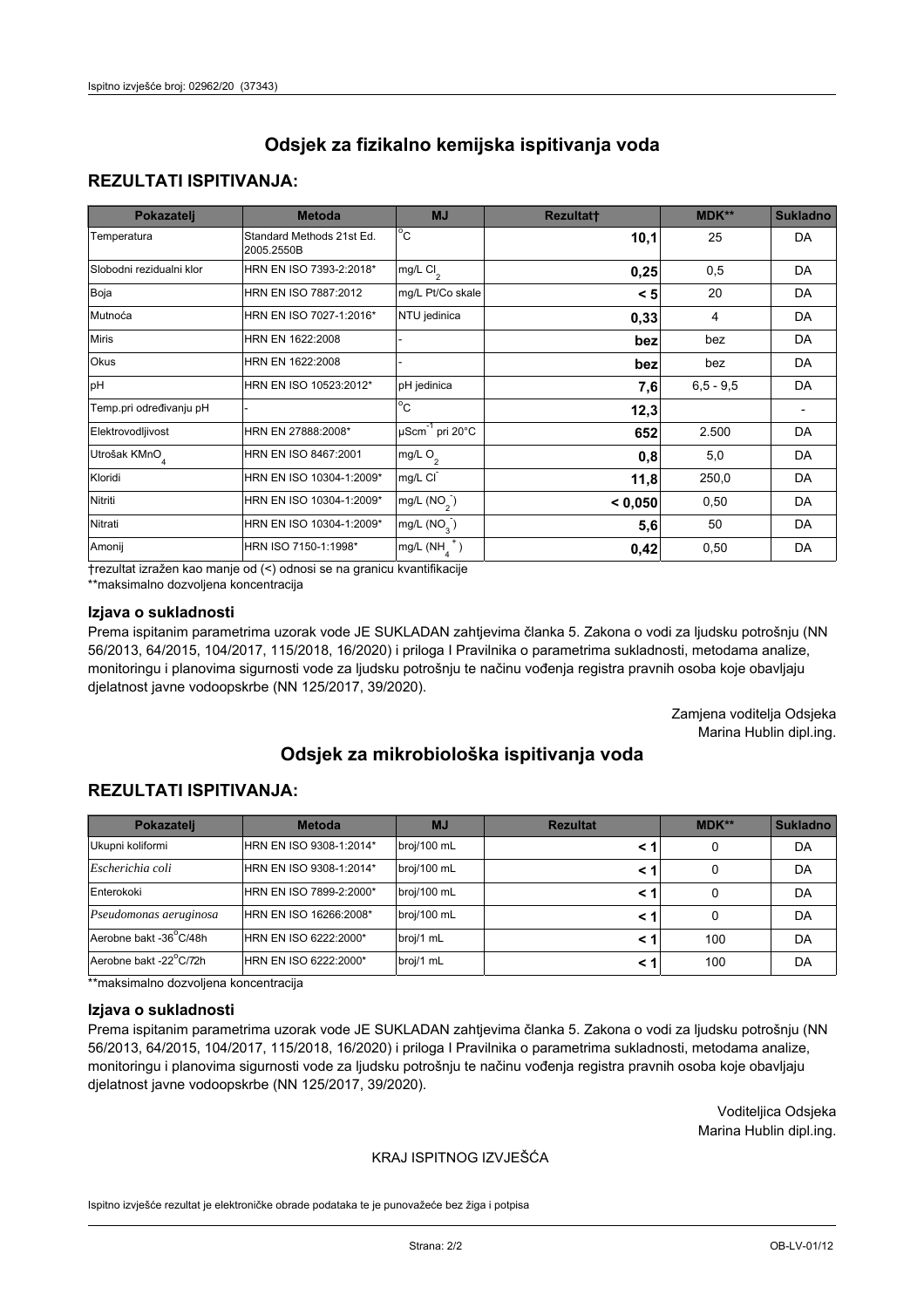# Odsjek za fizikalno kemijska ispitivanja voda

## REZULTATI ISPITIVANJA:

| Pokazatelj | Metoda | MJ | Rezultat† | MDK** | Sukladno |
|---|---|---|---|---|---|
| Temperatura | Standard Methods 21st Ed. 2005.2550B | °C | **10,1** | 25 | DA |
| Slobodni rezidualni klor | HRN EN ISO 7393-2:2018* | mg/L $Cl_2$ | **0,25** | 0,5 | DA |
| Boja | HRN EN ISO 7887:2012 | mg/L Pt/Co skale | **< 5** | 20 | DA |
| Mutnoća | HRN EN ISO 7027-1:2016* | NTU jedinica | **0,33** | 4 | DA |
| Miris | HRN EN 1622:2008 | - | **bez** | bez | DA |
| Okus | HRN EN 1622:2008 | - | **bez** | bez | DA |
| pH | HRN EN ISO 10523:2012* | pH jedinica | **7,6** | 6,5 - 9,5 | DA |
| Temp.pri određivanju pH | - | °C | **12,3** | | - |
| Elektrovodljivost | HRN EN 27888:2008* | $\mu Scm^{-1}$ pri 20°C | **652** | 2.500 | DA |
| Utrošak $KMnO_4$ | HRN EN ISO 8467:2001 | mg/L $O_2$ | **0,8** | 5,0 | DA |
| Kloridi | HRN EN ISO 10304-1:2009* | mg/L $Cl^-$ | **11,8** | 250,0 | DA |
| Nitriti | HRN EN ISO 10304-1:2009* | mg/L ($NO_2^-$) | **< 0,050** | 0,50 | DA |
| Nitrati | HRN EN ISO 10304-1:2009* | mg/L ($NO_3^-$) | **5,6** | 50 | DA |
| Amonij | HRN ISO 7150-1:1998* | mg/L ($NH_4^+$) | **0,42** | 0,50 | DA |

†rezultat izražen kao manje od (<) odnosi se na granicu kvantifikacije
**maksimalno dozvoljena koncentracija

### Izjava o sukladnosti

Prema ispitanim parametrima uzorak vode JE SUKLADAN zahtjevima članka 5. Zakona o vodi za ljudsku potrošnju (NN 56/2013, 64/2015, 104/2017, 115/2018, 16/2020) i priloga I Pravilnika o parametrima sukladnosti, metodama analize, monitoringu i planovima sigurnosti vode za ljudsku potrošnju te načinu vođenja registra pravnih osoba koje obavljaju djelatnost javne vodoopskrbe (NN 125/2017, 39/2020).

Zamjena voditelja Odsjeka
Marina Hublin dipl.ing.

# Odsjek za mikrobiološka ispitivanja voda

## REZULTATI ISPITIVANJA:

| Pokazatelj | Metoda | MJ | Rezultat | MDK** | Sukladno |
|---|---|---|---|---|---|
| Ukupni koliformi | HRN EN ISO 9308-1:2014* | broj/100 mL | **< 1** | 0 | DA |
| *Escherichia coli* | HRN EN ISO 9308-1:2014* | broj/100 mL | **< 1** | 0 | DA |
| Enterokoki | HRN EN ISO 7899-2:2000* | broj/100 mL | **< 1** | 0 | DA |
| *Pseudomonas aeruginosa* | HRN EN 16266:2008* | broj/100 mL | **< 1** | 0 | DA |
| Aerobne bakt -36°C/48h | HRN EN ISO 6222:2000* | broj/1 mL | **< 1** | 100 | DA |
| Aerobne bakt -22°C/72h | HRN EN ISO 6222:2000* | broj/1 mL | **< 1** | 100 | DA |

**maksimalno dozvoljena koncentracija

### Izjava o sukladnosti

Prema ispitanim parametrima uzorak vode JE SUKLADAN zahtjevima članka 5. Zakona o vodi za ljudsku potrošnju (NN 56/2013, 64/2015, 104/2017, 115/2018, 16/2020) i priloga I Pravilnika o parametrima sukladnosti, metodama analize, monitoringu i planovima sigurnosti vode za ljudsku potrošnju te načinu vođenja registra pravnih osoba koje obavljaju djelatnost javne vodoopskrbe (NN 125/2017, 39/2020).

Voditeljica Odsjeka
Marina Hublin dipl.ing.

KRAJ ISPITNOG IZVJEŠĆA

Ispitno izvješće rezultat je elektroničke obrade podataka te je punovažeće bez žiga i potpisa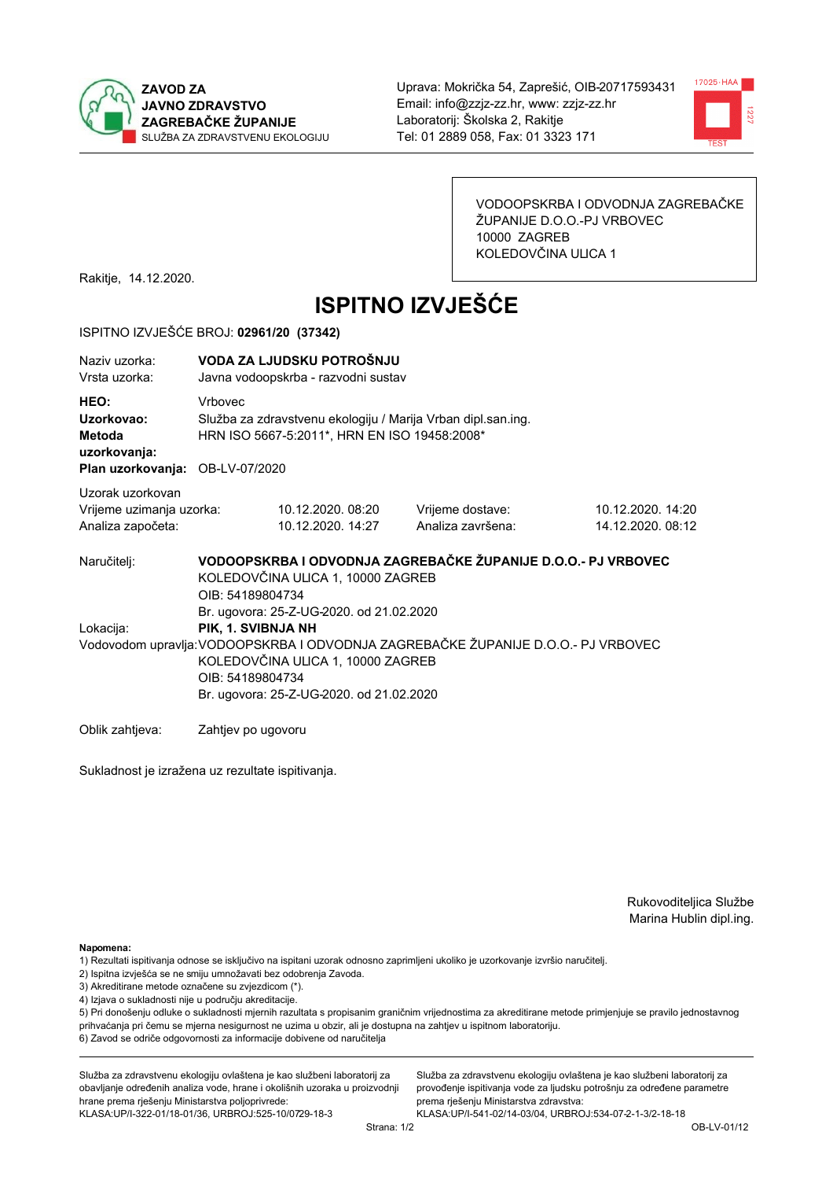**ZAVOD ZA JAVNO ZDRAVSTVO ZAGREBAČKE ŽUPANIJE**
SLUŽBA ZA ZDRAVSTVENU EKOLOGIJU

Uprava: Mokrička 54, Zaprešić, OIB-20717593431
Email: info@zzjz-zz.hr, www: zzjz-zz.hr
Laboratorij: Školska 2, Rakitje
Tel: 01 2889 058, Fax: 01 3323 171

VODOOPSKRBA I ODVODNJA ZAGREBAČKE ŽUPANIJE D.O.O.-PJ VRBOVEC
10000 ZAGREB
KOLEDOVČINA ULICA 1

Rakitje, 14.12.2020.

# ISPITNO IZVJEŠĆE

ISPITNO IZVJEŠĆE BROJ: **02961/20 (37342)**

Naziv uzorka: **VODA ZA LJUDSKU POTROŠNJU**
Vrsta uzorka: Javna vodoopskrba - razvodni sustav

**HEO:** Vrbovec
**Uzorkovao:** Služba za zdravstvenu ekologiju / Marija Vrban dipl.san.ing.
**Metoda uzorkovanja:** HRN ISO 5667-5:2011*, HRN EN ISO 19458:2008*
**Plan uzorkovanja:** OB-LV-07/2020

Uzorak uzorkovan

| | | | |
|---|---|---|---|
| Vrijeme uzimanja uzorka: | 10.12.2020. 08:20 | Vrijeme dostave: | 10.12.2020. 14:20 |
| Analiza započeta: | 10.12.2020. 14:27 | Analiza završena: | 14.12.2020. 08:12 |

Naručitelj: **VODOOPSKRBA I ODVODNJA ZAGREBAČKE ŽUPANIJE D.O.O.- PJ VRBOVEC**
KOLEDOVČINA ULICA 1, 10000 ZAGREB
OIB: 54189804734
Br. ugovora: 25-Z-UG-2020. od 21.02.2020

Lokacija: **PIK, 1. SVIBNJA NH**

Vodovodom upravlja: VODOOPSKRBA I ODVODNJA ZAGREBAČKE ŽUPANIJE D.O.O.- PJ VRBOVEC
KOLEDOVČINA ULICA 1, 10000 ZAGREB
OIB: 54189804734
Br. ugovora: 25-Z-UG-2020. od 21.02.2020

Oblik zahtjeva: Zahtjev po ugovoru

Sukladnost je izražena uz rezultate ispitivanja.

Rukovoditeljica Službe
Marina Hublin dipl.ing.

**Napomena:**
1) Rezultati ispitivanja odnose se isključivo na ispitani uzorak odnosno zaprimljeni ukoliko je uzorkovanje izvršio naručitelj.
2) Ispitna izvješća se ne smiju umnožavati bez odobrenja Zavoda.
3) Akreditirane metode označene su zvjezdicom (*).
4) Izjava o sukladnosti nije u području akreditacije.
5) Pri donošenju odluke o sukladnosti mjernih razultata s propisanim graničnim vrijednostima za akreditirane metode primjenjuje se pravilo jednostavnog prihvaćanja pri čemu se mjerna nesigurnost ne uzima u obzir, ali je dostupna na zahtjev u ispitnom laboratoriju.
6) Zavod se odriče odgovornosti za informacije dobivene od naručitelja

Služba za zdravstvenu ekologiju ovlaštena je kao službeni laboratorij za obavljanje određenih analiza vode, hrane i okolišnih uzoraka u proizvodnji hrane prema rješenju Ministarstva poljoprivrede:
KLASA:UP/I-322-01/18-01/36, URBROJ:525-10/0729-18-3

Služba za zdravstvenu ekologiju ovlaštena je kao službeni laboratorij za provođenje ispitivanja vode za ljudsku potrošnju za određene parametre prema rješenju Ministarstva zdravstva:
KLASA:UP/I-541-02/14-03/04, URBROJ:534-07-2-1-3/2-18-18

OB-LV-01/12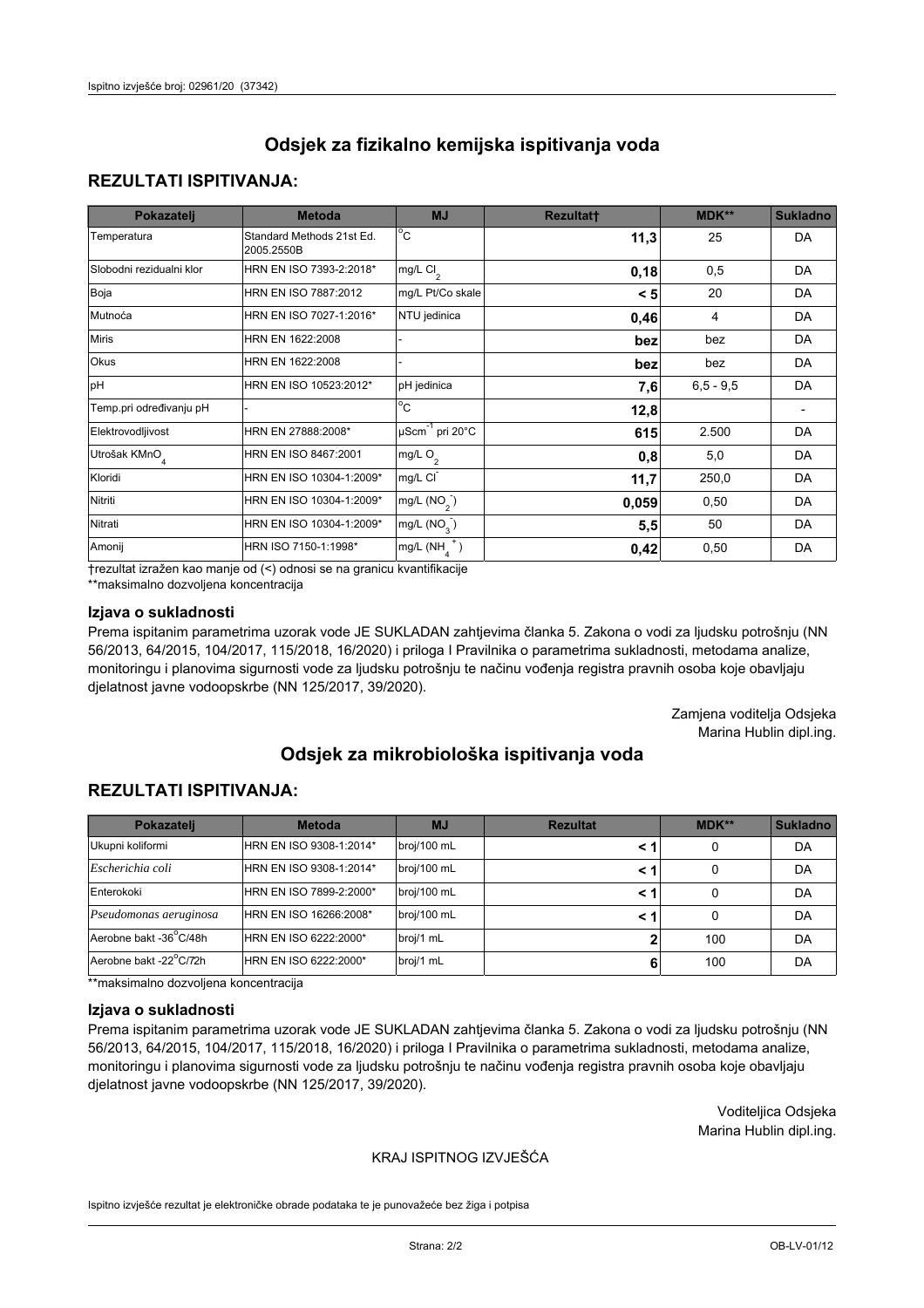# Odsjek za fizikalno kemijska ispitivanja voda

## REZULTATI ISPITIVANJA:

| Pokazatelj | Metoda | MJ | Rezultat† | MDK** | Sukladno |
|---|---|---|---|---|---|
| Temperatura | Standard Methods 21st Ed. 2005.2550B | °C | **11,3** | 25 | DA |
| Slobodni rezidualni klor | HRN EN ISO 7393-2:2018* | mg/L $Cl_2$ | **0,18** | 0,5 | DA |
| Boja | HRN EN ISO 7887:2012 | mg/L Pt/Co skale | **< 5** | 20 | DA |
| Mutnoća | HRN EN ISO 7027-1:2016* | NTU jedinica | **0,46** | 4 | DA |
| Miris | HRN EN 1622:2008 | - | **bez** | bez | DA |
| Okus | HRN EN 1622:2008 | - | **bez** | bez | DA |
| pH | HRN EN ISO 10523:2012* | pH jedinica | **7,6** | 6,5 - 9,5 | DA |
| Temp.pri određivanju pH | - | °C | **12,8** | | - |
| Elektrovodljivost | HRN EN 27888:2008* | $\mu Scm^{-1}$ pri 20°C | **615** | 2.500 | DA |
| Utrošak $KMnO_4$ | HRN EN ISO 8467:2001 | mg/L $O_2$ | **0,8** | 5,0 | DA |
| Kloridi | HRN EN ISO 10304-1:2009* | mg/L $Cl^-$ | **11,7** | 250,0 | DA |
| Nitriti | HRN EN ISO 10304-1:2009* | mg/L $(NO_2^-)$ | **0,059** | 0,50 | DA |
| Nitrati | HRN EN ISO 10304-1:2009* | mg/L $(NO_3^-)$ | **5,5** | 50 | DA |
| Amonij | HRN ISO 7150-1:1998* | mg/L $(NH_4^+)$ | **0,42** | 0,50 | DA |

†rezultat izražen kao manje od (<) odnosi se na granicu kvantifikacije
**maksimalno dozvoljena koncentracija

### Izjava o sukladnosti

Prema ispitanim parametrima uzorak vode JE SUKLADAN zahtjevima članka 5. Zakona o vodi za ljudsku potrošnju (NN 56/2013, 64/2015, 104/2017, 115/2018, 16/2020) i priloga I Pravilnika o parametrima sukladnosti, metodama analize, monitoringu i planovima sigurnosti vode za ljudsku potrošnju te načinu vođenja registra pravnih osoba koje obavljaju djelatnost javne vodoopskrbe (NN 125/2017, 39/2020).

Zamjena voditelja Odsjeka
Marina Hublin dipl.ing.

# Odsjek za mikrobiološka ispitivanja voda

## REZULTATI ISPITIVANJA:

| Pokazatelj | Metoda | MJ | Rezultat | MDK** | Sukladno |
|---|---|---|---|---|---|
| Ukupni koliformi | HRN EN ISO 9308-1:2014* | broj/100 mL | **< 1** | 0 | DA |
| *Escherichia coli* | HRN EN ISO 9308-1:2014* | broj/100 mL | **< 1** | 0 | DA |
| Enterokoki | HRN EN ISO 7899-2:2000* | broj/100 mL | **< 1** | 0 | DA |
| *Pseudomonas aeruginosa* | HRN EN ISO 16266:2008* | broj/100 mL | **< 1** | 0 | DA |
| Aerobne bakt -36°C/48h | HRN EN ISO 6222:2000* | broj/1 mL | **2** | 100 | DA |
| Aerobne bakt -22°C/72h | HRN EN ISO 6222:2000* | broj/1 mL | **6** | 100 | DA |

**maksimalno dozvoljena koncentracija

### Izjava o sukladnosti

Prema ispitanim parametrima uzorak vode JE SUKLADAN zahtjevima članka 5. Zakona o vodi za ljudsku potrošnju (NN 56/2013, 64/2015, 104/2017, 115/2018, 16/2020) i priloga I Pravilnika o parametrima sukladnosti, metodama analize, monitoringu i planovima sigurnosti vode za ljudsku potrošnju te načinu vođenja registra pravnih osoba koje obavljaju djelatnost javne vodoopskrbe (NN 125/2017, 39/2020).

Voditeljica Odsjeka
Marina Hublin dipl.ing.

KRAJ ISPITNOG IZVJEŠĆA

Ispitno izvješće rezultat je elektroničke obrade podataka te je punovažeće bez žiga i potpisa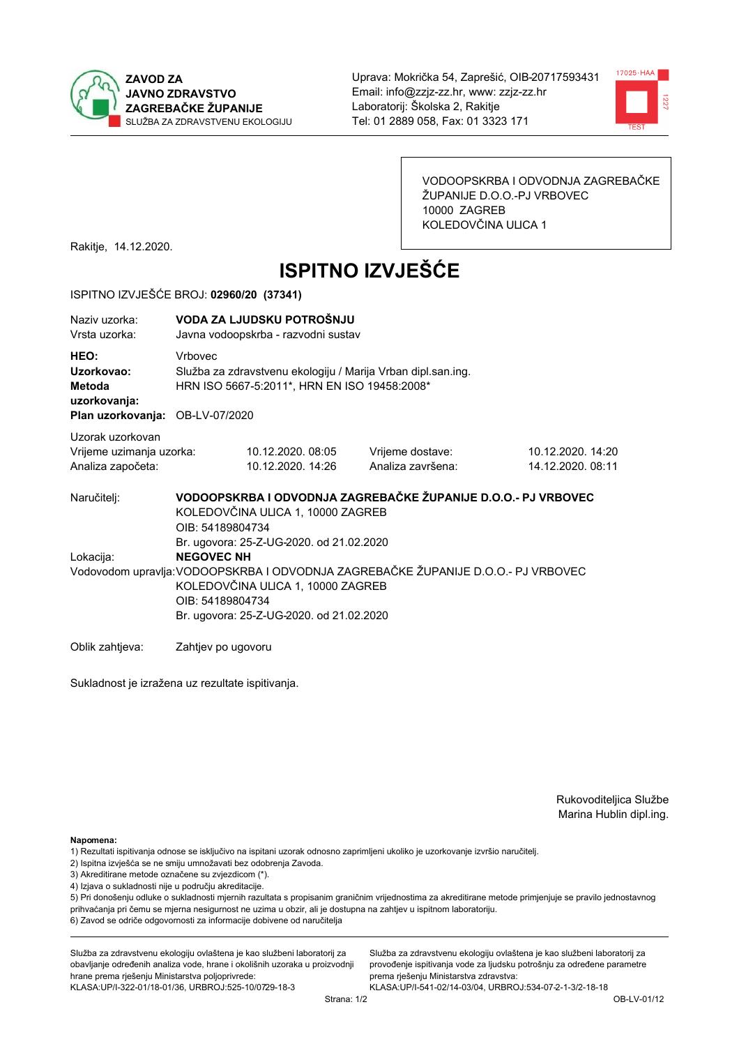ZAVOD ZA JAVNO ZDRAVSTVO ZAGREBAČKE ŽUPANIJE
SLUŽBA ZA ZDRAVSTVENU EKOLOGIJU

Uprava: Mokrička 54, Zaprešić, OIB-20717593431
Email: info@zzjz-zz.hr, www: zzjz-zz.hr
Laboratorij: Školska 2, Rakitje
Tel: 01 2889 058, Fax: 01 3323 171

VODOOPSKRBA I ODVODNJA ZAGREBAČKE ŽUPANIJE D.O.O.-PJ VRBOVEC
10000 ZAGREB
KOLEDOVČINA ULICA 1

Rakitje, 14.12.2020.

# ISPITNO IZVJEŠĆE

ISPITNO IZVJEŠĆE BROJ: **02960/20 (37341)**

| | |
|---|---|
| Naziv uzorka: | **VODA ZA LJUDSKU POTROŠNJU** |
| Vrsta uzorka: | Javna vodoopskrba - razvodni sustav |
| **HEO:** | Vrbovec |
| **Uzorkovao:** | Služba za zdravstvenu ekologiju / Marija Vrban dipl.san.ing. |
| **Metoda uzorkovanja:** | HRN ISO 5667-5:2011*, HRN EN ISO 19458:2008* |
| **Plan uzorkovanja:** | OB-LV-07/2020 |

Uzorak uzorkovan

| | | | |
|---|---|---|---|
| Vrijeme uzimanja uzorka: | 10.12.2020. 08:05 | Vrijeme dostave: | 10.12.2020. 14:20 |
| Analiza započeta: | 10.12.2020. 14:26 | Analiza završena: | 14.12.2020. 08:11 |

Naručitelj: **VODOOPSKRBA I ODVODNJA ZAGREBAČKE ŽUPANIJE D.O.O.- PJ VRBOVEC**
KOLEDOVČINA ULICA 1, 10000 ZAGREB
OIB: 54189804734
Br. ugovora: 25-Z-UG-2020. od 21.02.2020

Lokacija: **NEGOVEC NH**

Vodovodom upravlja: VODOOPSKRBA I ODVODNJA ZAGREBAČKE ŽUPANIJE D.O.O.- PJ VRBOVEC
KOLEDOVČINA ULICA 1, 10000 ZAGREB
OIB: 54189804734
Br. ugovora: 25-Z-UG-2020. od 21.02.2020

Oblik zahtjeva: Zahtjev po ugovoru

Sukladnost je izražena uz rezultate ispitivanja.

Rukovoditeljica Službe
Marina Hublin dipl.ing.

**Napomena:**
1) Rezultati ispitivanja odnose se isključivo na ispitani uzorak odnosno zaprimljeni ukoliko je uzorkovanje izvršio naručitelj.
2) Ispitna izvješća se ne smiju umnožavati bez odobrenja Zavoda.
3) Akreditirane metode označene su zvjezdicom (*).
4) Izjava o sukladnosti nije u području akreditacije.
5) Pri donošenju odluke o sukladnosti mjernih razultata s propisanim graničnim vrijednostima za akreditirane metode primjenjuje se pravilo jednostavnog prihvaćanja pri čemu se mjerna nesigurnost ne uzima u obzir, ali je dostupna na zahtjev u ispitnom laboratoriju.
6) Zavod se odriče odgovornosti za informacije dobivene od naručitelja

Služba za zdravstvenu ekologiju ovlaštena je kao službeni laboratorij za obavljanje određenih analiza vode, hrane i okolišnih uzoraka u proizvodnji hrane prema rješenju Ministarstva poljoprivrede:
KLASA:UP/I-322-01/18-01/36, URBROJ:525-10/0729-18-3

Služba za zdravstvenu ekologiju ovlaštena je kao službeni laboratorij za provođenje ispitivanja vode za ljudsku potrošnju za određene parametre prema rješenju Ministarstva zdravstva:
KLASA:UP/I-541-02/14-03/04, URBROJ:534-07-2-1-3/2-18-18

OB-LV-01/12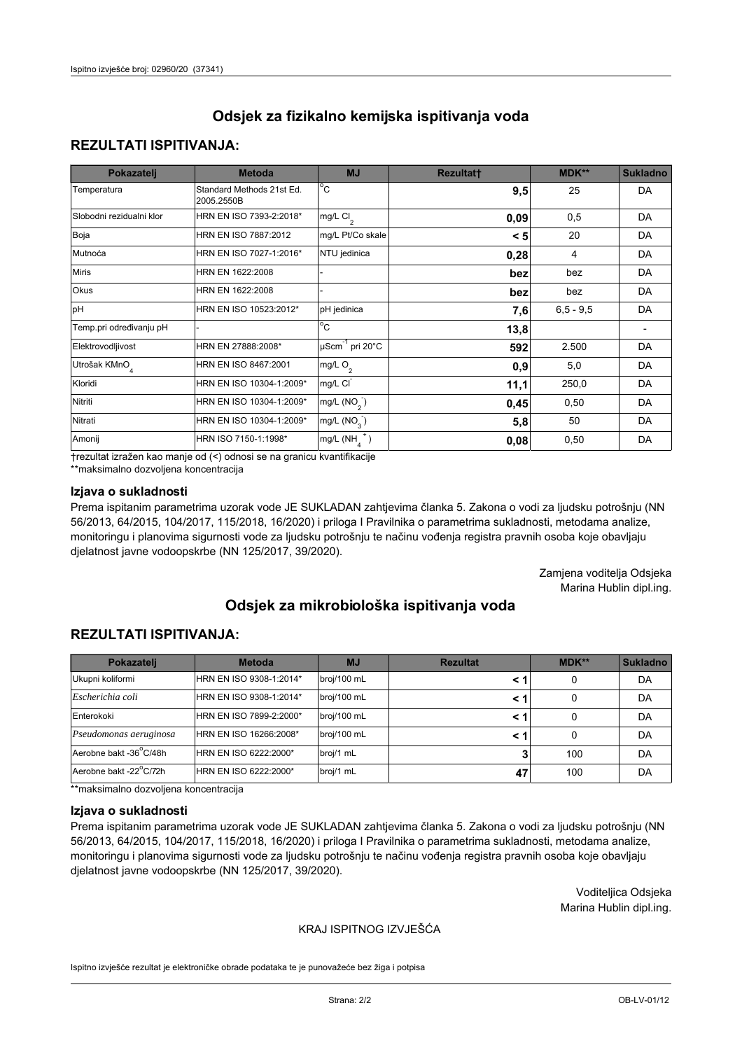Ispitno izvješće broj: 02960/20 (37341)

## Odsjek za fizikalno kemijska ispitivanja voda

### REZULTATI ISPITIVANJA:

| Pokazatelj | Metoda | MJ | Rezultat† | MDK** | Sukladno |
|---|---|---|---|---|---|
| Temperatura | Standard Methods 21st Ed. 2005.2550B | °C | **9,5** | 25 | DA |
| Slobodni rezidualni klor | HRN EN ISO 7393-2:2018* | mg/L $Cl_2$ | **0,09** | 0,5 | DA |
| Boja | HRN EN ISO 7887:2012 | mg/L Pt/Co skale | **< 5** | 20 | DA |
| Mutnoća | HRN EN ISO 7027-1:2016* | NTU jedinica | **0,28** | 4 | DA |
| Miris | HRN EN 1622:2008 | - | **bez** | bez | DA |
| Okus | HRN EN 1622:2008 | - | **bez** | bez | DA |
| pH | HRN EN ISO 10523:2012* | pH jedinica | **7,6** | 6,5 - 9,5 | DA |
| Temp.pri određivanju pH | - | °C | **13,8** | | - |
| Elektrovodljivost | HRN EN 27888:2008* | $\mu Scm^{-1}$ pri 20°C | **592** | 2.500 | DA |
| Utrošak $KMnO_4$ | HRN EN ISO 8467:2001 | mg/L $O_2$ | **0,9** | 5,0 | DA |
| Kloridi | HRN EN ISO 10304-1:2009* | mg/L $Cl^-$ | **11,1** | 250,0 | DA |
| Nitriti | HRN EN ISO 10304-1:2009* | mg/L ($NO_2^-$) | **0,45** | 0,50 | DA |
| Nitrati | HRN EN ISO 10304-1:2009* | mg/L ($NO_3^-$) | **5,8** | 50 | DA |
| Amonij | HRN ISO 7150-1:1998* | mg/L ($NH_4^+$) | **0,08** | 0,50 | DA |

†rezultat izražen kao manje od (<) odnosi se na granicu kvantifikacije
**maksimalno dozvoljena koncentracija

### Izjava o sukladnosti

Prema ispitanim parametrima uzorak vode JE SUKLADAN zahtjevima članka 5. Zakona o vodi za ljudsku potrošnju (NN 56/2013, 64/2015, 104/2017, 115/2018, 16/2020) i priloga I Pravilnika o parametrima sukladnosti, metodama analize, monitoringu i planovima sigurnosti vode za ljudsku potrošnju te načinu vođenja registra pravnih osoba koje obavljaju djelatnost javne vodoopskrbe (NN 125/2017, 39/2020).

Zamjena voditelja Odsjeka
Marina Hublin dipl.ing.

## Odsjek za mikrobiološka ispitivanja voda

### REZULTATI ISPITIVANJA:

| Pokazatelj | Metoda | MJ | Rezultat | MDK** | Sukladno |
|---|---|---|---|---|---|
| Ukupni koliformi | HRN EN ISO 9308-1:2014* | broj/100 mL | **< 1** | 0 | DA |
| *Escherichia coli* | HRN EN ISO 9308-1:2014* | broj/100 mL | **< 1** | 0 | DA |
| Enterokoki | HRN EN ISO 7899-2:2000* | broj/100 mL | **< 1** | 0 | DA |
| *Pseudomonas aeruginosa* | HRN EN ISO 16266:2008* | broj/100 mL | **< 1** | 0 | DA |
| Aerobne bakt -36°C/48h | HRN EN ISO 6222:2000* | broj/1 mL | **3** | 100 | DA |
| Aerobne bakt -22°C/72h | HRN EN ISO 6222:2000* | broj/1 mL | **47** | 100 | DA |

**maksimalno dozvoljena koncentracija

### Izjava o sukladnosti

Prema ispitanim parametrima uzorak vode JE SUKLADAN zahtjevima članka 5. Zakona o vodi za ljudsku potrošnju (NN 56/2013, 64/2015, 104/2017, 115/2018, 16/2020) i priloga I Pravilnika o parametrima sukladnosti, metodama analize, monitoringu i planovima sigurnosti vode za ljudsku potrošnju te načinu vođenja registra pravnih osoba koje obavljaju djelatnost javne vodoopskrbe (NN 125/2017, 39/2020).

Voditeljica Odsjeka
Marina Hublin dipl.ing.

KRAJ ISPITNOG IZVJEŠĆA

Ispitno izvješće rezultat je elektroničke obrade podataka te je punovažeće bez žiga i potpisa